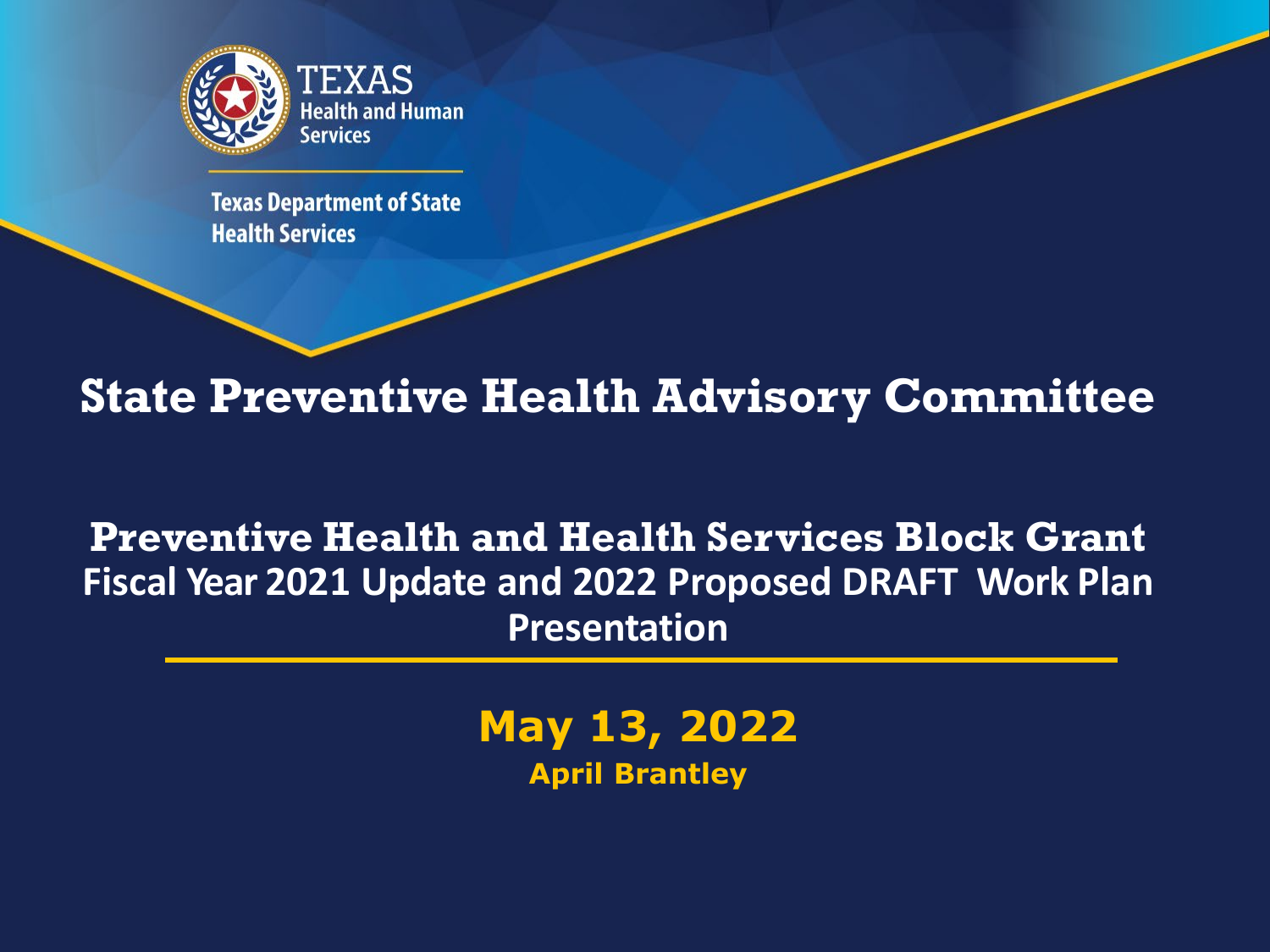TEXAS
Health and Human Services

Texas Department of State Health Services

# State Preventive Health Advisory Committee

## Preventive Health and Health Services Block Grant
## Fiscal Year 2021 Update and 2022 Proposed DRAFT Work Plan Presentation

**May 13, 2022**

**April Brantley**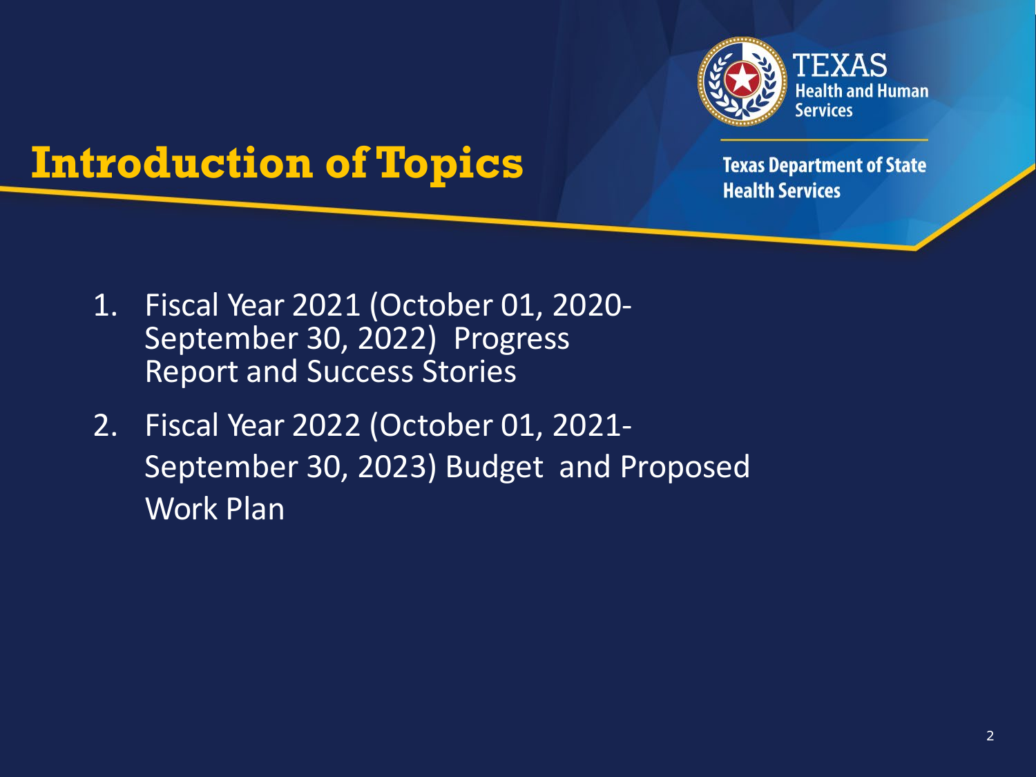# Introduction of Topics

1. Fiscal Year 2021 (October 01, 2020- September 30, 2022) Progress Report and Success Stories
2. Fiscal Year 2022 (October 01, 2021- September 30, 2023) Budget and Proposed Work Plan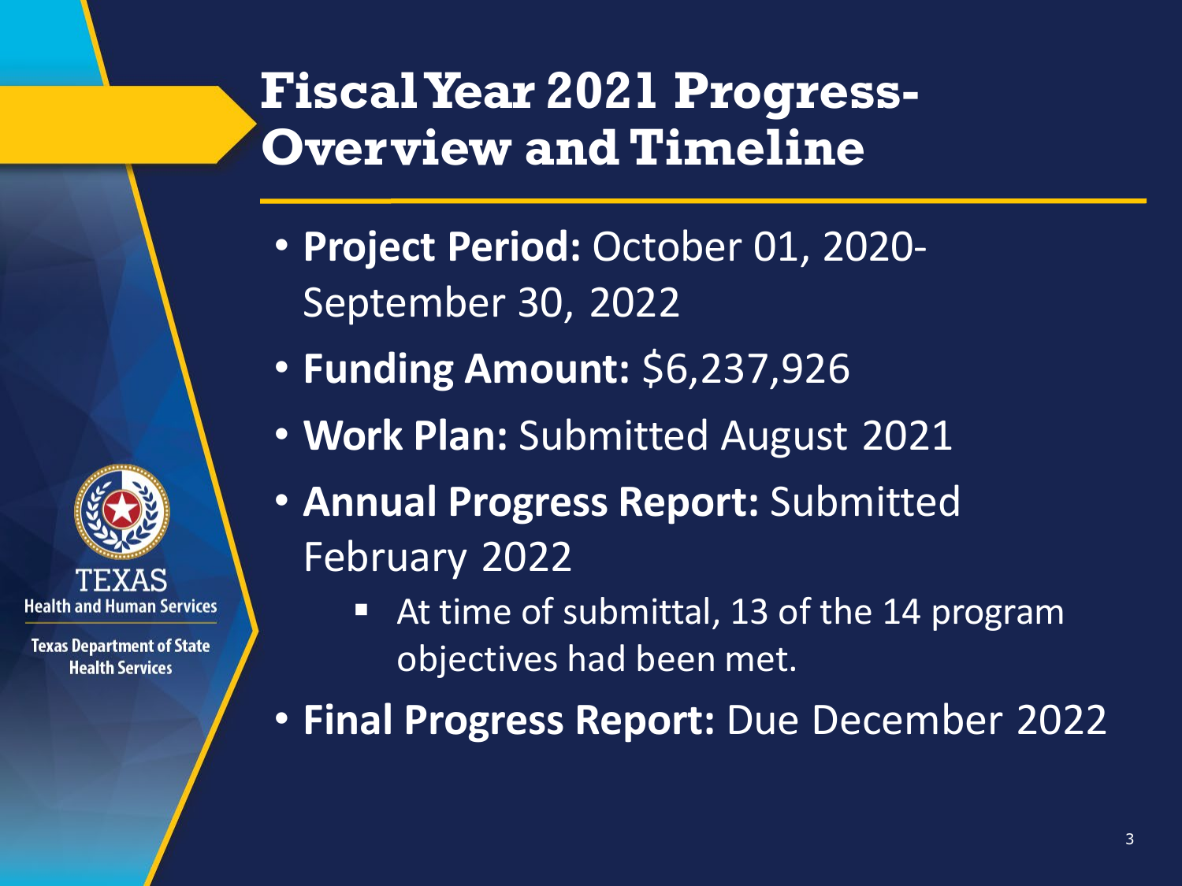# Fiscal Year 2021 Progress-Overview and Timeline

- **Project Period:** October 01, 2020-September 30, 2022
- **Funding Amount:** $6,237,926
- **Work Plan:** Submitted August 2021
- **Annual Progress Report:** Submitted February 2022
  - At time of submittal, 13 of the 14 program objectives had been met.
- **Final Progress Report:** Due December 2022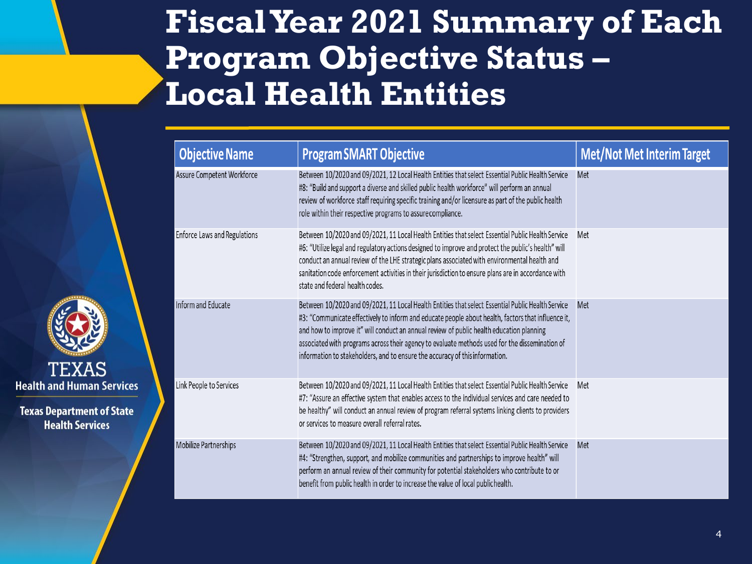# Fiscal Year 2021 Summary of Each Program Objective Status – Local Health Entities

| Objective Name | Program SMART Objective | Met/Not Met Interim Target |
|---|---|---|
| Assure Competent Workforce | Between 10/2020 and 09/2021, 12 Local Health Entities that select Essential Public Health Service #8: "Build and support a diverse and skilled public health workforce" will perform an annual review of workforce staff requiring specific training and/or licensure as part of the public health role within their respective programs to assure compliance. | Met |
| Enforce Laws and Regulations | Between 10/2020 and 09/2021, 11 Local Health Entities that select Essential Public Health Service #6: "Utilize legal and regulatory actions designed to improve and protect the public's health" will conduct an annual review of the LHE strategic plans associated with environmental health and sanitation code enforcement activities in their jurisdiction to ensure plans are in accordance with state and federal health codes. | Met |
| Inform and Educate | Between 10/2020 and 09/2021, 11 Local Health Entities that select Essential Public Health Service #3: "Communicate effectively to inform and educate people about health, factors that influence it, and how to improve it" will conduct an annual review of public health education planning associated with programs across their agency to evaluate methods used for the dissemination of information to stakeholders, and to ensure the accuracy of this information. | Met |
| Link People to Services | Between 10/2020 and 09/2021, 11 Local Health Entities that select Essential Public Health Service #7: "Assure an effective system that enables access to the individual services and care needed to be healthy" will conduct an annual review of program referral systems linking clients to providers or services to measure overall referral rates. | Met |
| Mobilize Partnerships | Between 10/2020 and 09/2021, 11 Local Health Entities that select Essential Public Health Service #4: "Strengthen, support, and mobilize communities and partnerships to improve health" will perform an annual review of their community for potential stakeholders who contribute to or benefit from public health in order to increase the value of local public health. | Met |

TEXAS Health and Human Services

Texas Department of State Health Services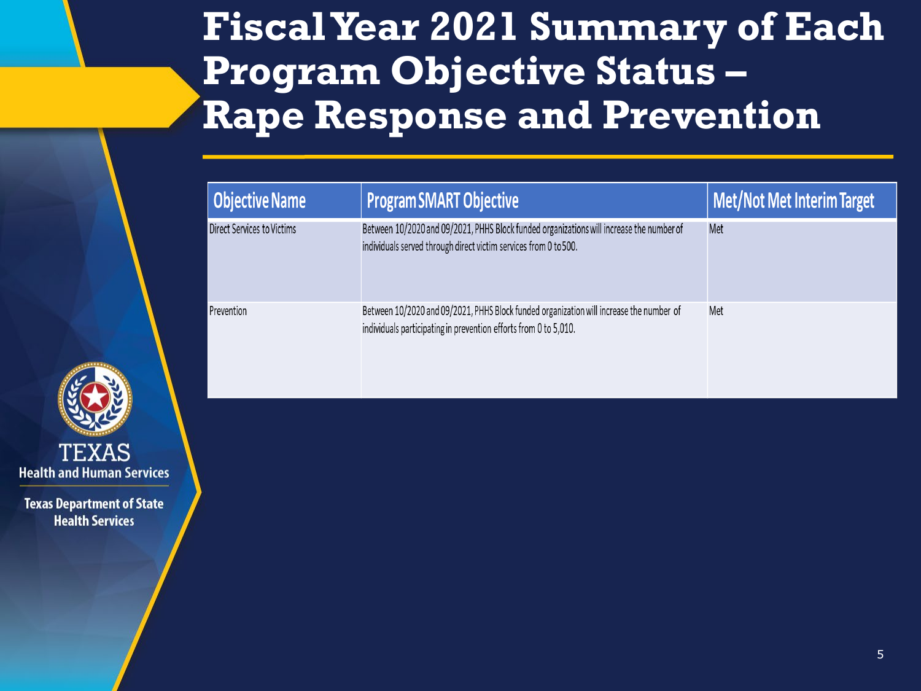# Fiscal Year 2021 Summary of Each Program Objective Status – Rape Response and Prevention

| Objective Name | Program SMART Objective | Met/Not Met Interim Target |
|---|---|---|
| Direct Services to Victims | Between 10/2020 and 09/2021, PHHS Block funded organizations will increase the number of individuals served through direct victim services from 0 to 500. | Met |
| Prevention | Between 10/2020 and 09/2021, PHHS Block funded organization will increase the number of individuals participating in prevention efforts from 0 to 5,010. | Met |

TEXAS
Health and Human Services

Texas Department of State Health Services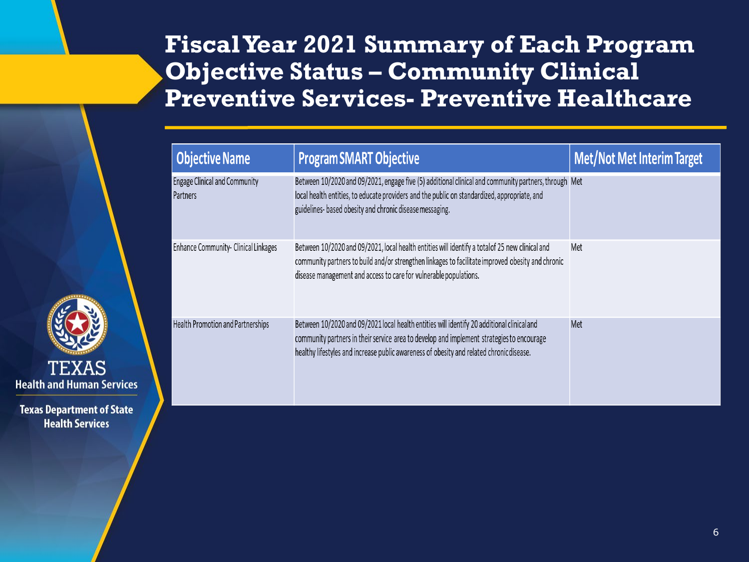# Fiscal Year 2021 Summary of Each Program Objective Status – Community Clinical Preventive Services- Preventive Healthcare

| Objective Name | Program SMART Objective | Met/Not Met Interim Target |
|---|---|---|
| Engage Clinical and Community Partners | Between 10/2020 and 09/2021, engage five (5) additional clinical and community partners, through local health entities, to educate providers and the public on standardized, appropriate, and guidelines- based obesity and chronic disease messaging. | Met |
| Enhance Community- Clinical Linkages | Between 10/2020 and 09/2021, local health entities will identify a totalof 25 new clinical and community partners to build and/or strengthen linkages to facilitate improved obesity and chronic disease management and access to care for vulnerable populations. | Met |
| Health Promotion and Partnerships | Between 10/2020 and 09/2021 local health entities will identify 20 additional clinical and community partners in their service area to develop and implement strategies to encourage healthy lifestyles and increase public awareness of obesity and related chronic disease. | Met |

TEXAS
Health and Human Services

Texas Department of State Health Services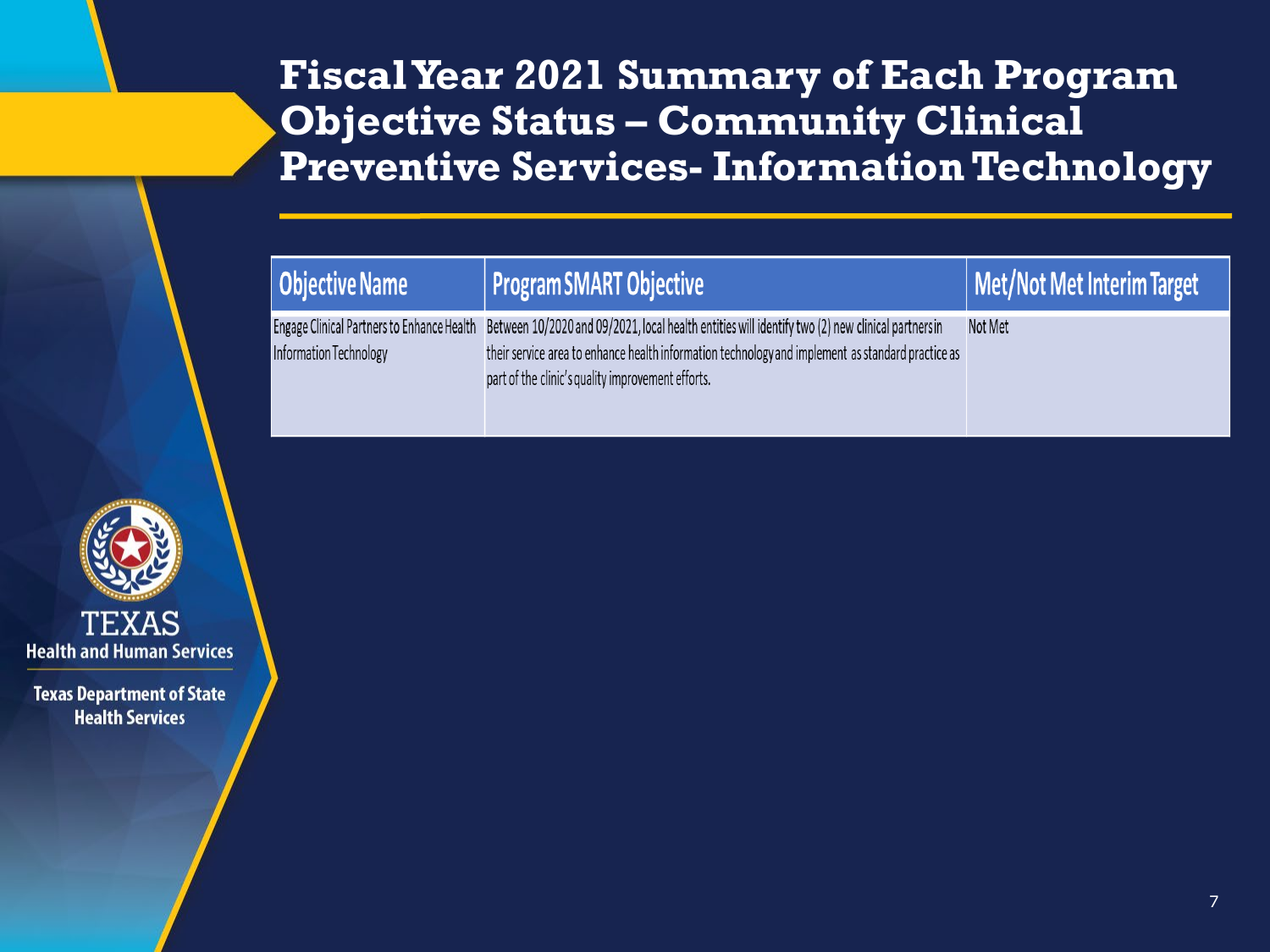# Fiscal Year 2021 Summary of Each Program Objective Status – Community Clinical Preventive Services- Information Technology

| Objective Name | Program SMART Objective | Met/Not Met Interim Target |
|---|---|---|
| Engage Clinical Partners to Enhance Health Information Technology | Between 10/2020 and 09/2021, local health entities will identify two (2) new clinical partners in their service area to enhance health information technology and implement as standard practice as part of the clinic's quality improvement efforts. | Not Met |

TEXAS
Health and Human Services

Texas Department of State Health Services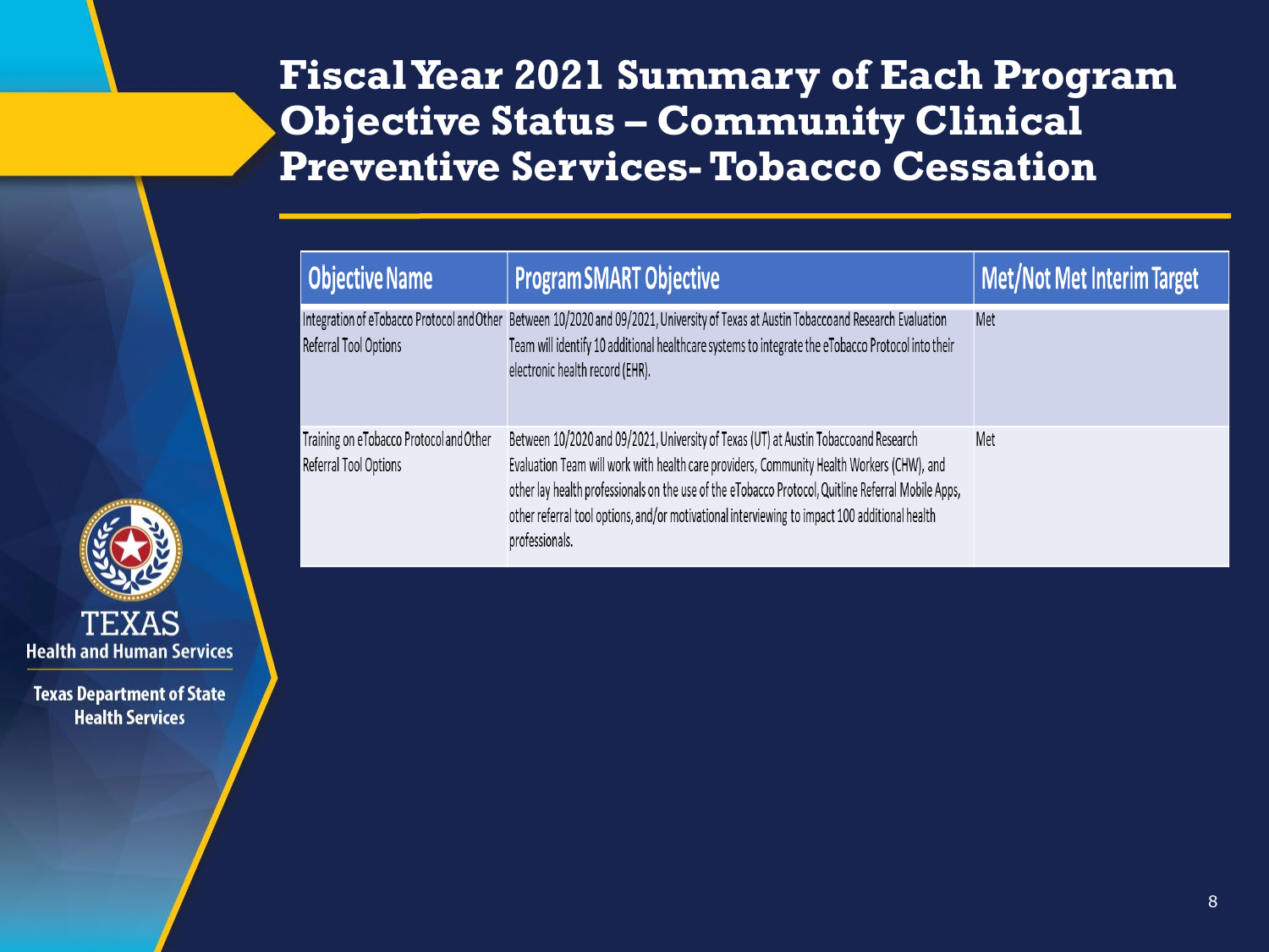# Fiscal Year 2021 Summary of Each Program Objective Status – Community Clinical Preventive Services- Tobacco Cessation

| Objective Name | Program SMART Objective | Met/Not Met Interim Target |
|---|---|---|
| Integration of eTobacco Protocol and Other Referral Tool Options | Between 10/2020 and 09/2021, University of Texas at Austin Tobaccoand Research Evaluation Team will identify 10 additional healthcare systems to integrate the eTobacco Protocol into their electronic health record (EHR). | Met |
| Training on eTobacco Protocol and Other Referral Tool Options | Between 10/2020 and 09/2021, University of Texas (UT) at Austin Tobaccoand Research Evaluation Team will work with health care providers, Community Health Workers (CHW), and other lay health professionals on the use of the eTobacco Protocol, Quitline Referral Mobile Apps, other referral tool options, and/or motivational interviewing to impact 100 additional health professionals. | Met |

TEXAS
Health and Human Services

Texas Department of State Health Services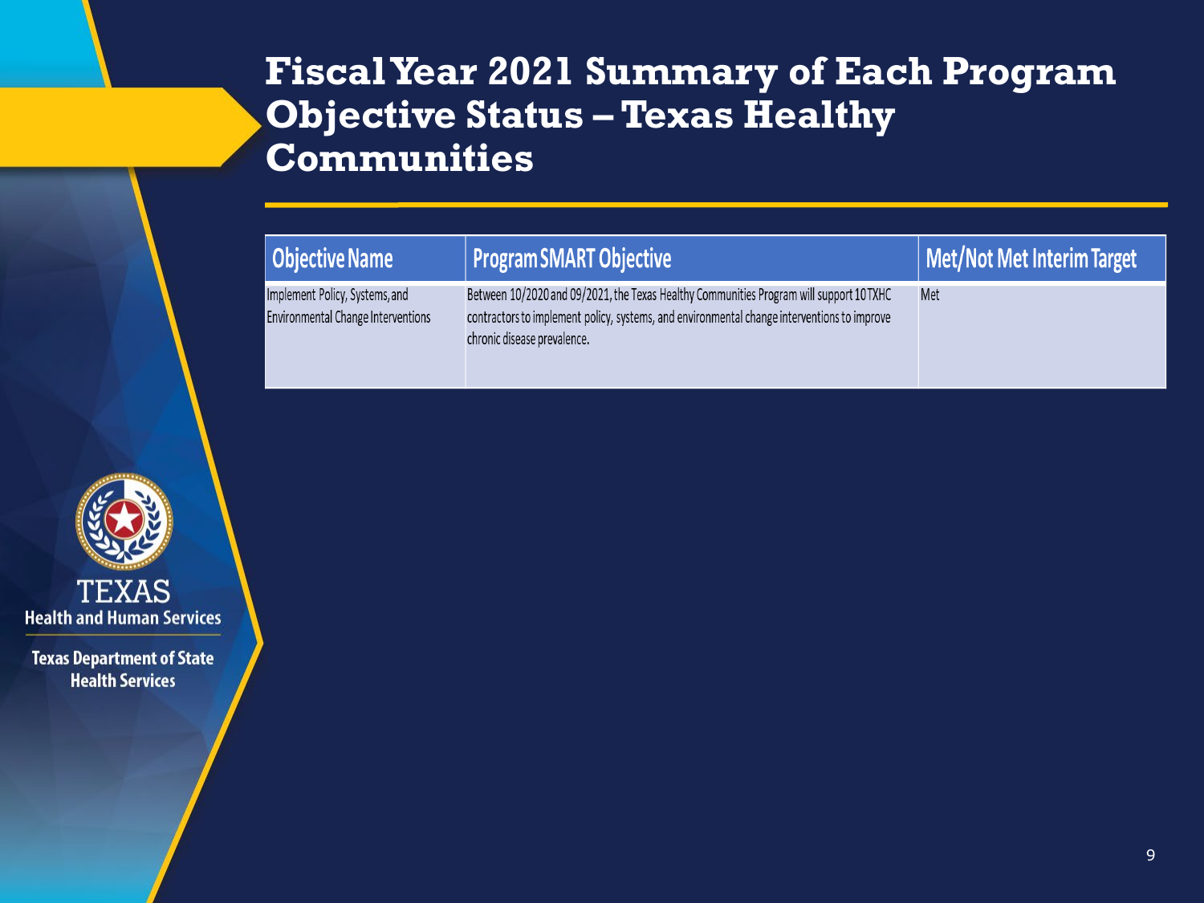# Fiscal Year 2021 Summary of Each Program Objective Status – Texas Healthy Communities

| Objective Name | Program SMART Objective | Met/Not Met Interim Target |
|---|---|---|
| Implement Policy, Systems, and Environmental Change Interventions | Between 10/2020 and 09/2021, the Texas Healthy Communities Program will support 10 TXHC contractors to implement policy, systems, and environmental change interventions to improve chronic disease prevalence. | Met |

TEXAS Health and Human Services

Texas Department of State Health Services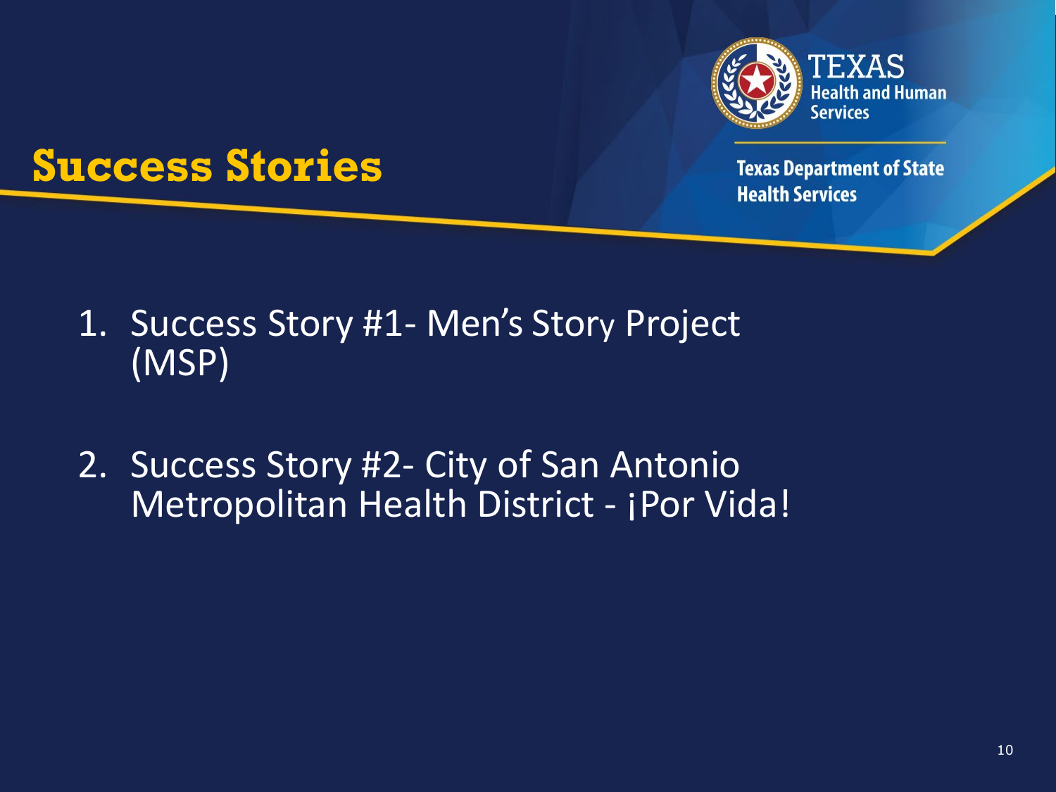# Success Stories

Texas Health and Human Services

Texas Department of State Health Services

1. Success Story #1- Men's Story Project (MSP)
2. Success Story #2- City of San Antonio Metropolitan Health District - ¡Por Vida!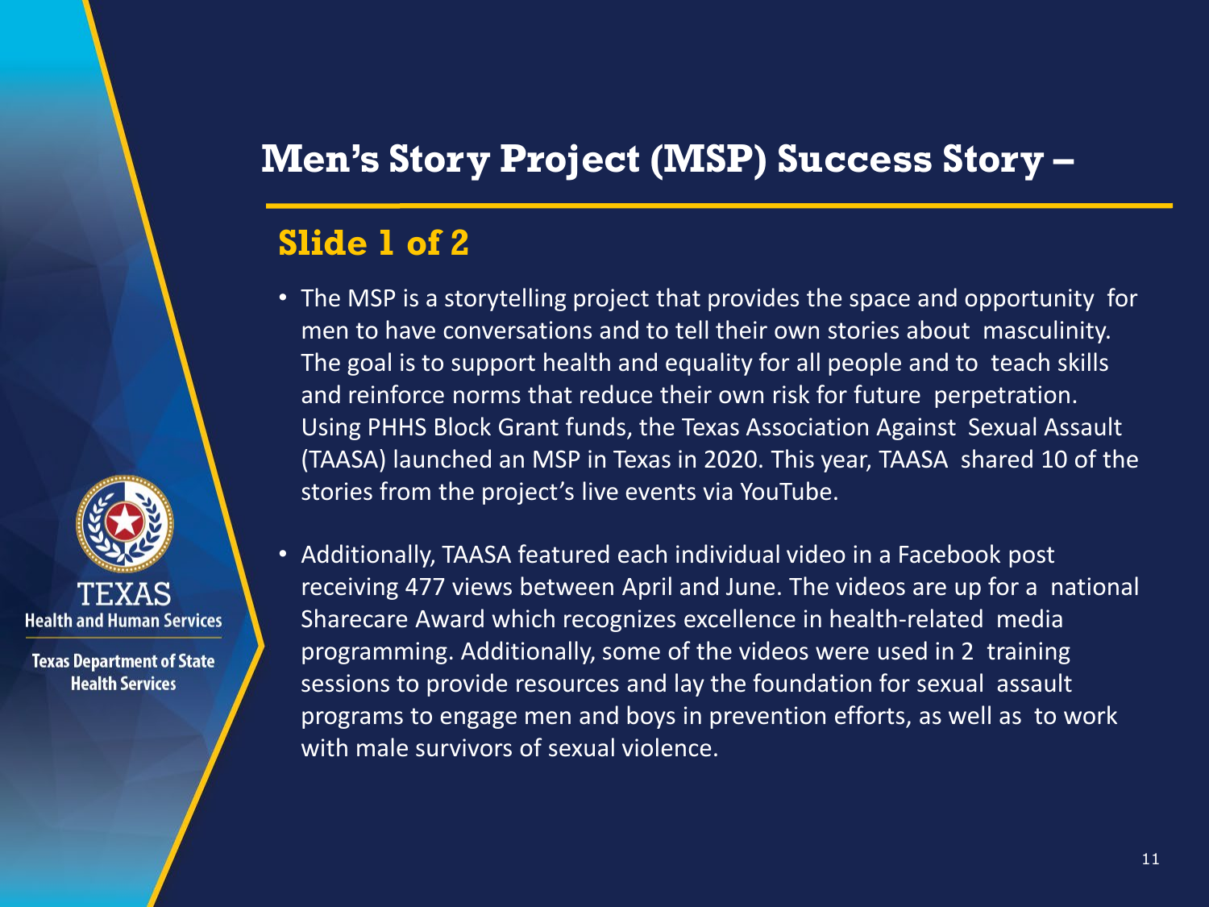# Men's Story Project (MSP) Success Story –

## Slide 1 of 2

- The MSP is a storytelling project that provides the space and opportunity for men to have conversations and to tell their own stories about masculinity. The goal is to support health and equality for all people and to teach skills and reinforce norms that reduce their own risk for future perpetration. Using PHHS Block Grant funds, the Texas Association Against Sexual Assault (TAASA) launched an MSP in Texas in 2020. This year, TAASA shared 10 of the stories from the project's live events via YouTube.

- Additionally, TAASA featured each individual video in a Facebook post receiving 477 views between April and June. The videos are up for a national Sharecare Award which recognizes excellence in health-related media programming. Additionally, some of the videos were used in 2 training sessions to provide resources and lay the foundation for sexual assault programs to engage men and boys in prevention efforts, as well as to work with male survivors of sexual violence.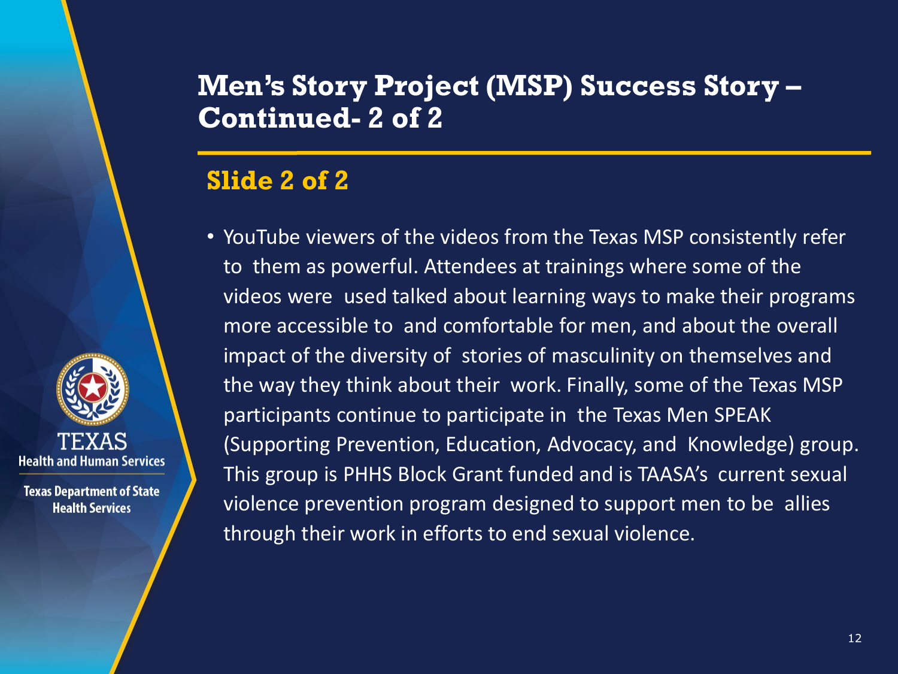# Men's Story Project (MSP) Success Story – Continued- 2 of 2

## Slide 2 of 2

- YouTube viewers of the videos from the Texas MSP consistently refer to them as powerful. Attendees at trainings where some of the videos were used talked about learning ways to make their programs more accessible to and comfortable for men, and about the overall impact of the diversity of stories of masculinity on themselves and the way they think about their work. Finally, some of the Texas MSP participants continue to participate in the Texas Men SPEAK (Supporting Prevention, Education, Advocacy, and Knowledge) group. This group is PHHS Block Grant funded and is TAASA's current sexual violence prevention program designed to support men to be allies through their work in efforts to end sexual violence.

TEXAS
Health and Human Services

Texas Department of State Health Services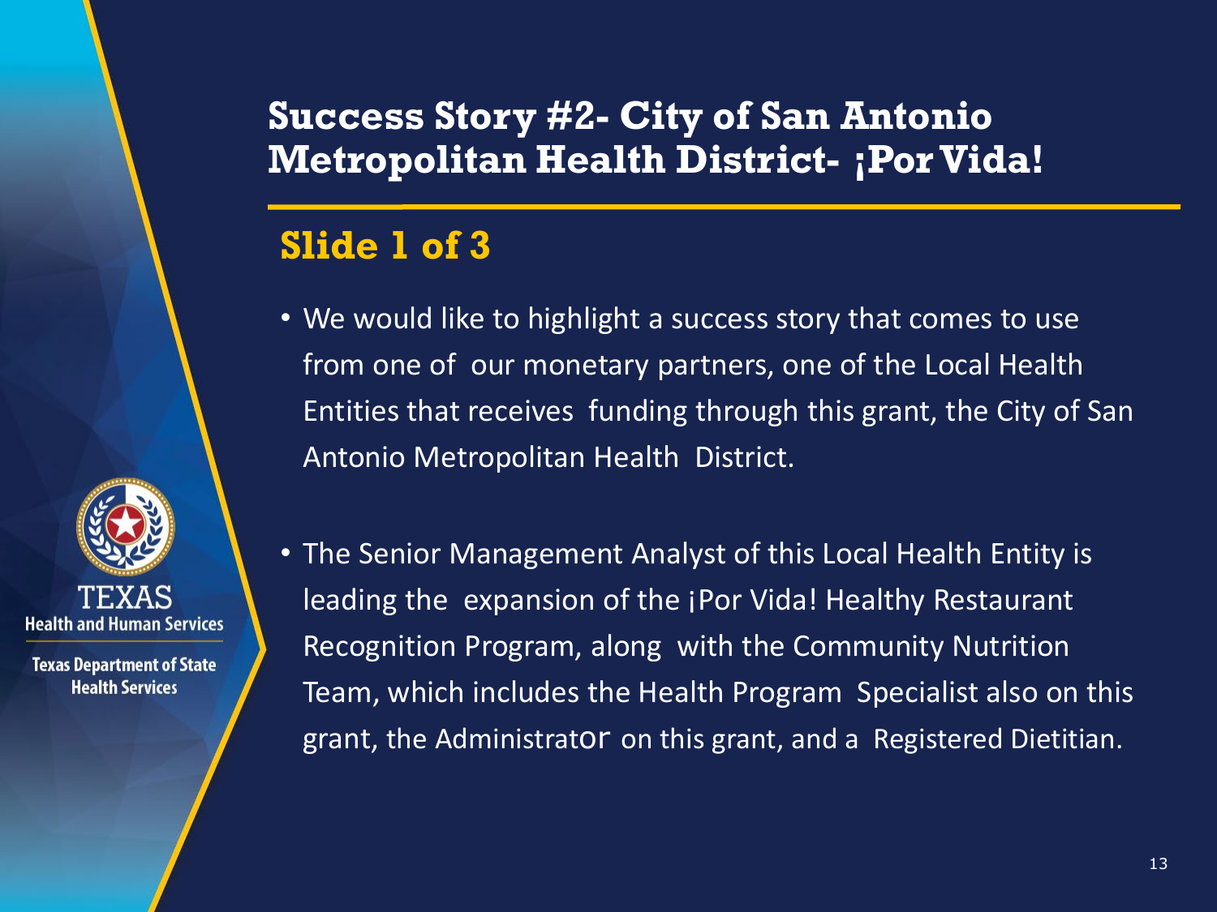# Success Story #2- City of San Antonio Metropolitan Health District- ¡Por Vida!

## Slide 1 of 3

- We would like to highlight a success story that comes to use from one of our monetary partners, one of the Local Health Entities that receives funding through this grant, the City of San Antonio Metropolitan Health District.

- The Senior Management Analyst of this Local Health Entity is leading the expansion of the ¡Por Vida! Healthy Restaurant Recognition Program, along with the Community Nutrition Team, which includes the Health Program Specialist also on this grant, the Administrator on this grant, and a Registered Dietitian.

TEXAS
Health and Human Services

Texas Department of State Health Services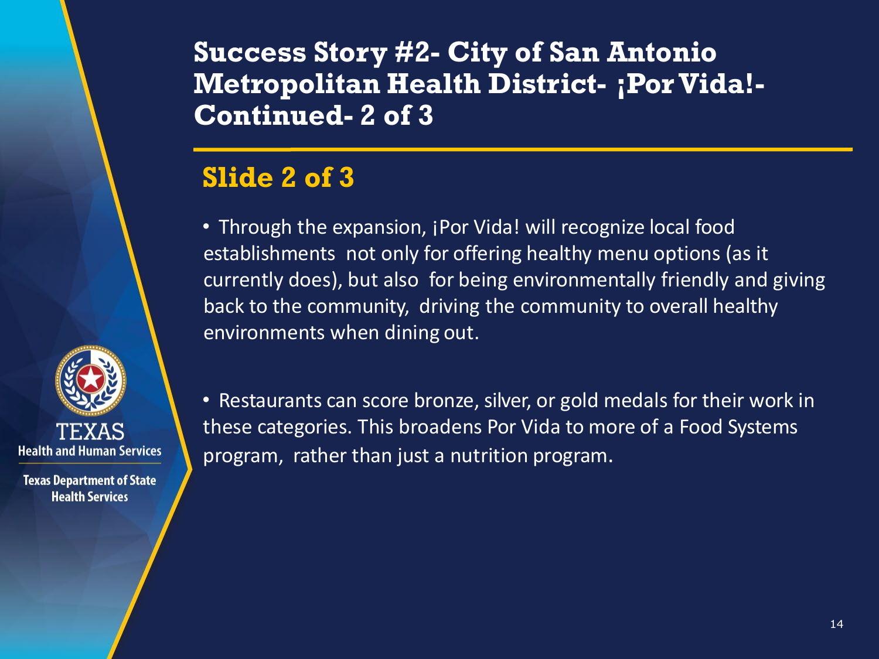# Success Story #2- City of San Antonio Metropolitan Health District- ¡Por Vida!- Continued- 2 of 3

## Slide 2 of 3

- Through the expansion, ¡Por Vida! will recognize local food establishments not only for offering healthy menu options (as it currently does), but also for being environmentally friendly and giving back to the community, driving the community to overall healthy environments when dining out.

- Restaurants can score bronze, silver, or gold medals for their work in these categories. This broadens Por Vida to more of a Food Systems program, rather than just a nutrition program.

TEXAS Health and Human Services

Texas Department of State Health Services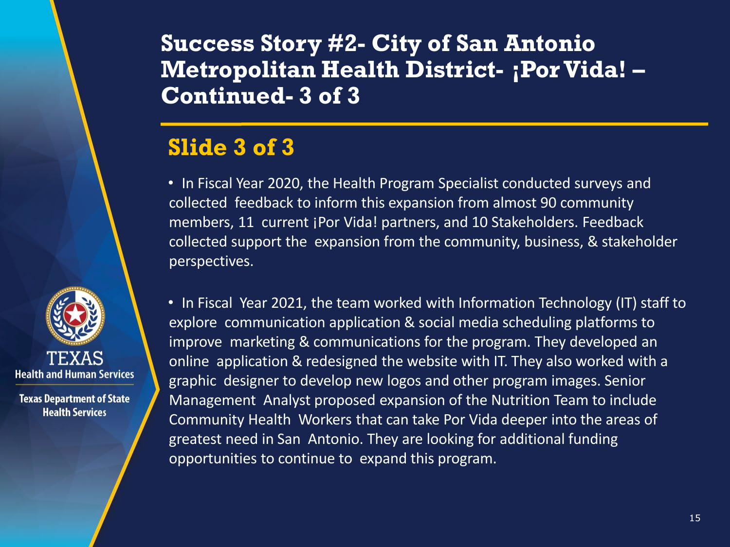# Success Story #2- City of San Antonio Metropolitan Health District- ¡Por Vida! – Continued- 3 of 3

## Slide 3 of 3

- In Fiscal Year 2020, the Health Program Specialist conducted surveys and collected feedback to inform this expansion from almost 90 community members, 11 current ¡Por Vida! partners, and 10 Stakeholders. Feedback collected support the expansion from the community, business, & stakeholder perspectives.

- In Fiscal Year 2021, the team worked with Information Technology (IT) staff to explore communication application & social media scheduling platforms to improve marketing & communications for the program. They developed an online application & redesigned the website with IT. They also worked with a graphic designer to develop new logos and other program images. Senior Management Analyst proposed expansion of the Nutrition Team to include Community Health Workers that can take Por Vida deeper into the areas of greatest need in San Antonio. They are looking for additional funding opportunities to continue to expand this program.

TEXAS Health and Human Services

Texas Department of State Health Services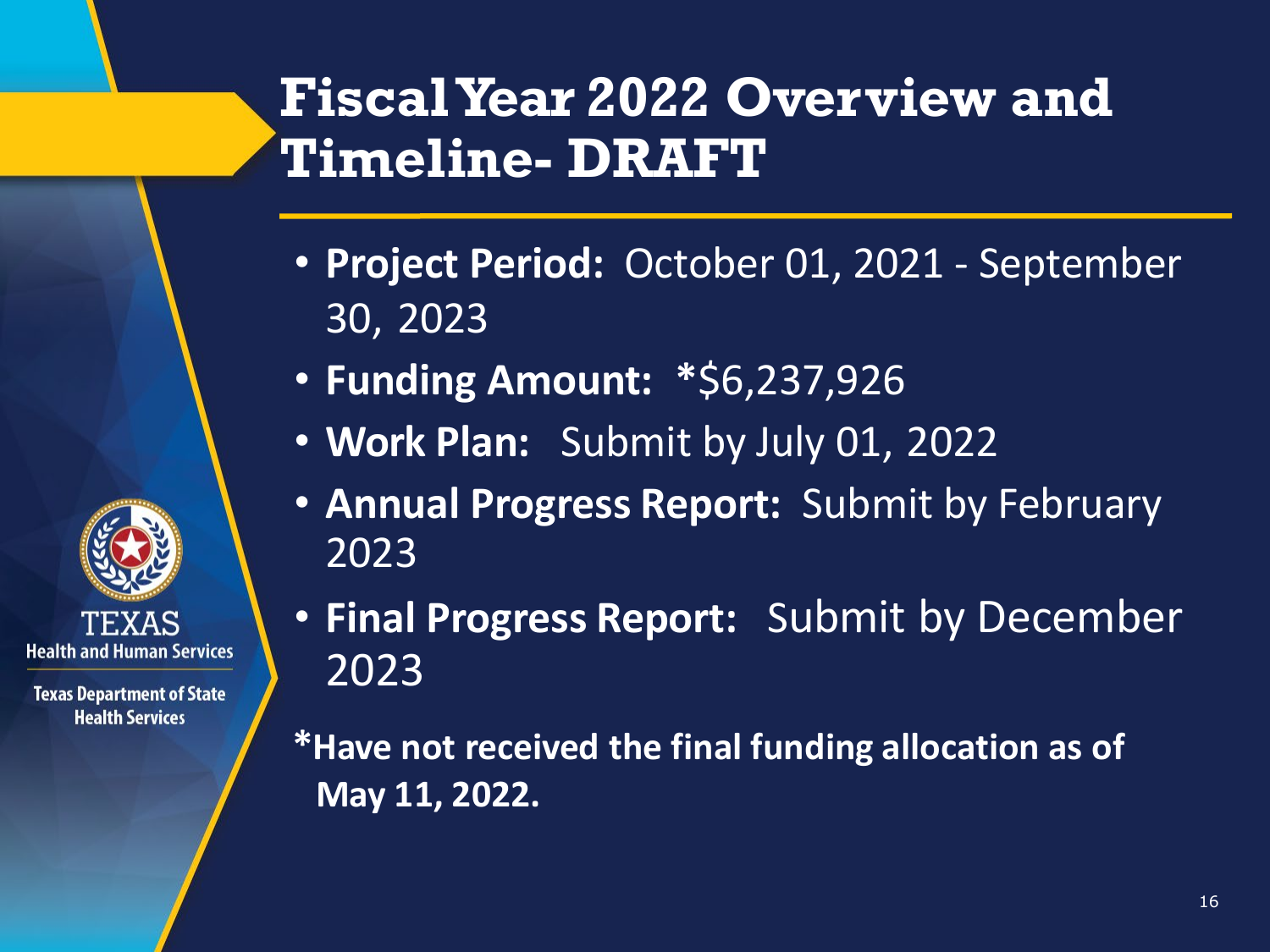# Fiscal Year 2022 Overview and Timeline- DRAFT

- **Project Period:** October 01, 2021 - September 30, 2023
- **Funding Amount:** *$6,237,926
- **Work Plan:** Submit by July 01, 2022
- **Annual Progress Report:** Submit by February 2023
- **Final Progress Report:** Submit by December 2023

***Have not received the final funding allocation as of May 11, 2022.**

TEXAS Health and Human Services

Texas Department of State Health Services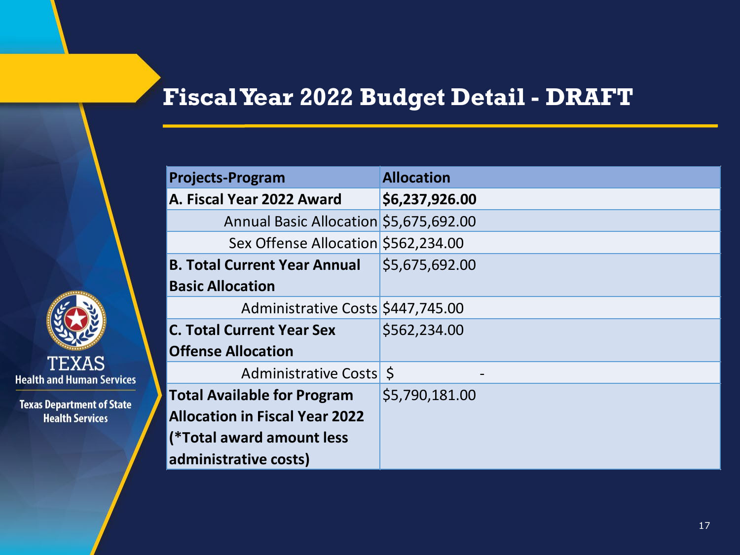# Fiscal Year 2022 Budget Detail - DRAFT

| Projects-Program | Allocation |
|---|---|
| **A. Fiscal Year 2022 Award** | **$6,237,926.00** |
| Annual Basic Allocation | $5,675,692.00 |
| Sex Offense Allocation | $562,234.00 |
| **B. Total Current Year Annual Basic Allocation** | $5,675,692.00 |
| Administrative Costs | $447,745.00 |
| **C. Total Current Year Sex Offense Allocation** | $562,234.00 |
| Administrative Costs | $ - |
| **Total Available for Program Allocation in Fiscal Year 2022 (*Total award amount less administrative costs)** | $5,790,181.00 |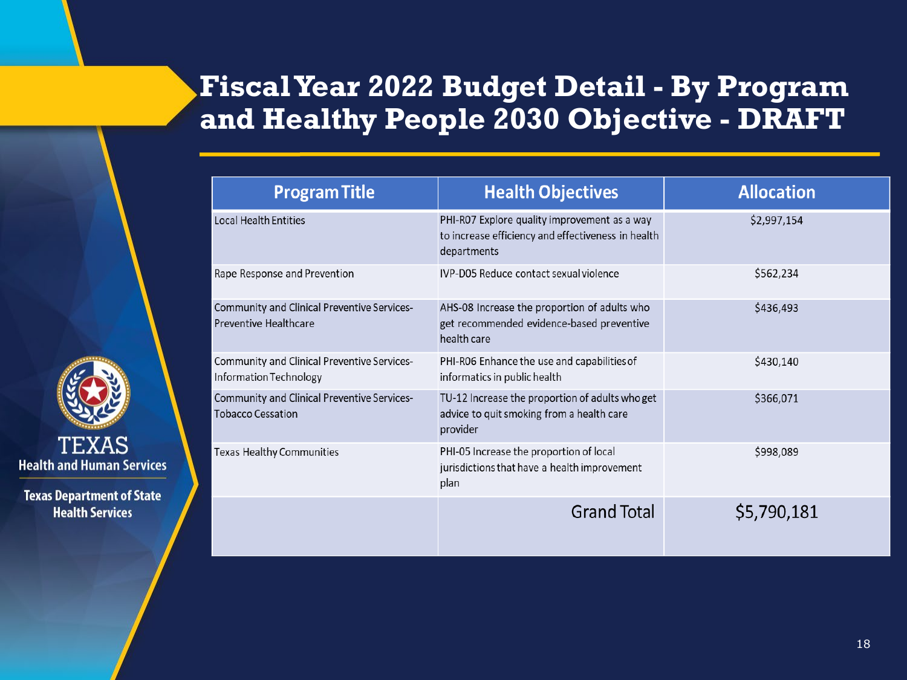# Fiscal Year 2022 Budget Detail - By Program and Healthy People 2030 Objective - DRAFT

| Program Title | Health Objectives | Allocation |
|---|---|---|
| Local Health Entities | PHI-R07 Explore quality improvement as a way to increase efficiency and effectiveness in health departments | $2,997,154 |
| Rape Response and Prevention | IVP-D05 Reduce contact sexual violence | $562,234 |
| Community and Clinical Preventive Services-Preventive Healthcare | AHS-08 Increase the proportion of adults who get recommended evidence-based preventive health care | $436,493 |
| Community and Clinical Preventive Services-Information Technology | PHI-R06 Enhance the use and capabilities of informatics in public health | $430,140 |
| Community and Clinical Preventive Services-Tobacco Cessation | TU-12 Increase the proportion of adults who get advice to quit smoking from a health care provider | $366,071 |
| Texas Healthy Communities | PHI-05 Increase the proportion of local jurisdictions that have a health improvement plan | $998,089 |
| | Grand Total | $5,790,181 |

TEXAS
Health and Human Services

Texas Department of State Health Services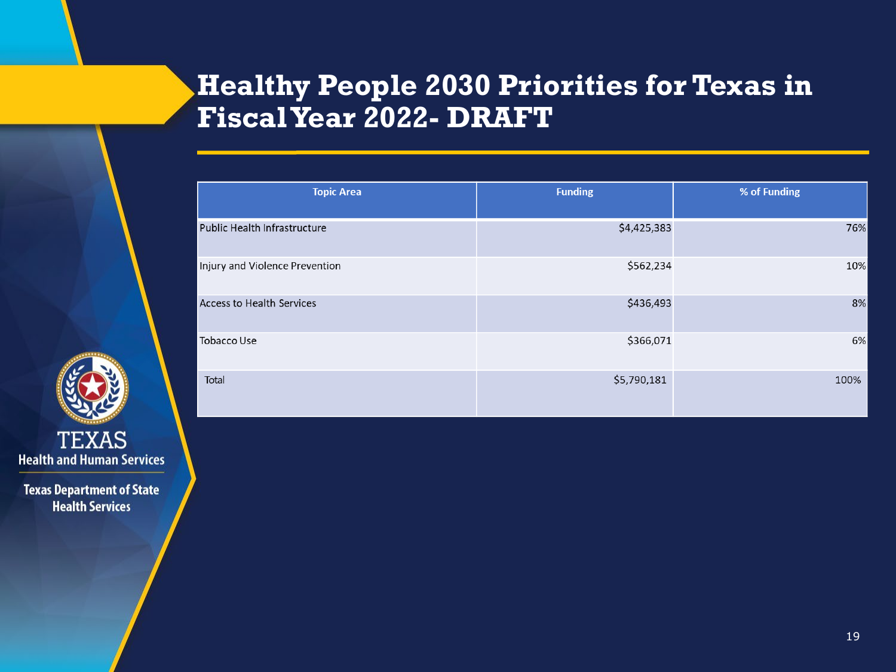# Healthy People 2030 Priorities for Texas in Fiscal Year 2022- DRAFT

| Topic Area | Funding | % of Funding |
|---|---|---|
| Public Health Infrastructure | $4,425,383 | 76% |
| Injury and Violence Prevention | $562,234 | 10% |
| Access to Health Services | $436,493 | 8% |
| Tobacco Use | $366,071 | 6% |
| Total | $5,790,181 | 100% |

TEXAS
Health and Human Services

Texas Department of State Health Services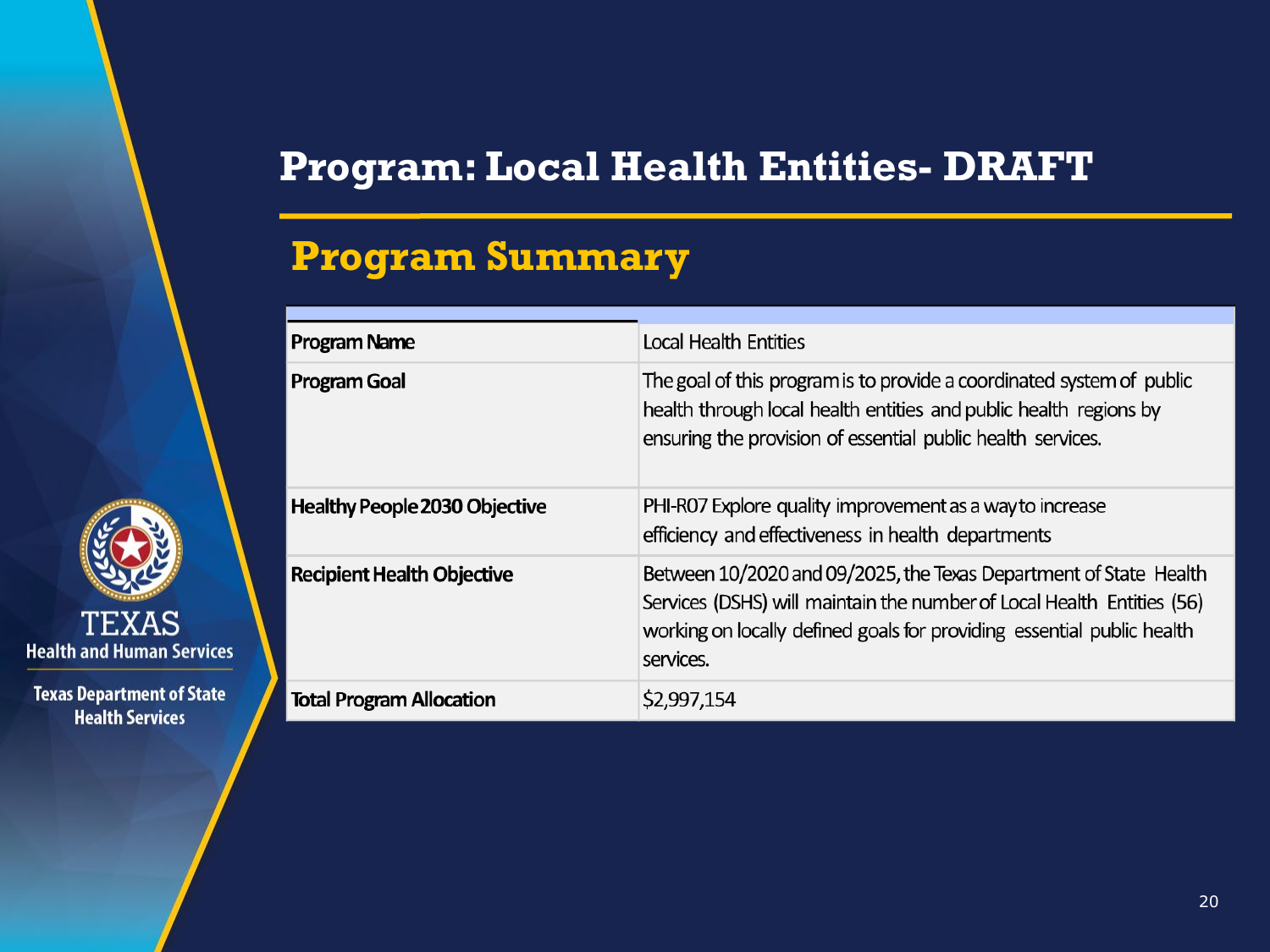# Program: Local Health Entities- DRAFT

## Program Summary

| | |
|---|---|
| **Program Name** | Local Health Entities |
| **Program Goal** | The goal of this program is to provide a coordinated system of public health through local health entities and public health regions by ensuring the provision of essential public health services. |
| **Healthy People 2030 Objective** | PHI-R07 Explore quality improvement as a way to increase efficiency and effectiveness in health departments |
| **Recipient Health Objective** | Between 10/2020 and 09/2025, the Texas Department of State Health Services (DSHS) will maintain the number of Local Health Entities (56) working on locally defined goals for providing essential public health services. |
| **Total Program Allocation** | $2,997,154 |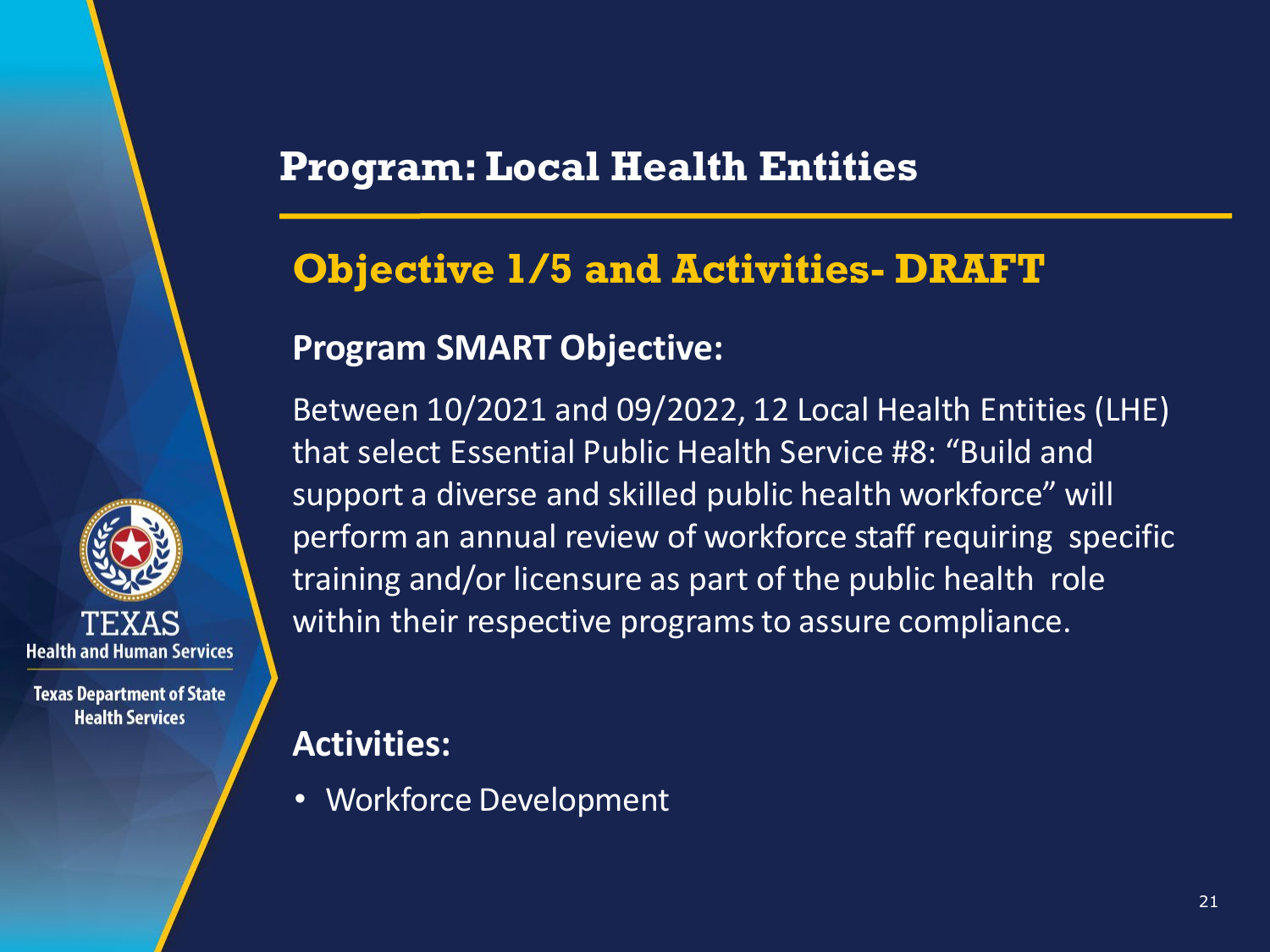# Program: Local Health Entities

## Objective 1/5 and Activities- DRAFT

### Program SMART Objective:

Between 10/2021 and 09/2022, 12 Local Health Entities (LHE) that select Essential Public Health Service #8: "Build and support a diverse and skilled public health workforce" will perform an annual review of workforce staff requiring specific training and/or licensure as part of the public health role within their respective programs to assure compliance.

### Activities:

- Workforce Development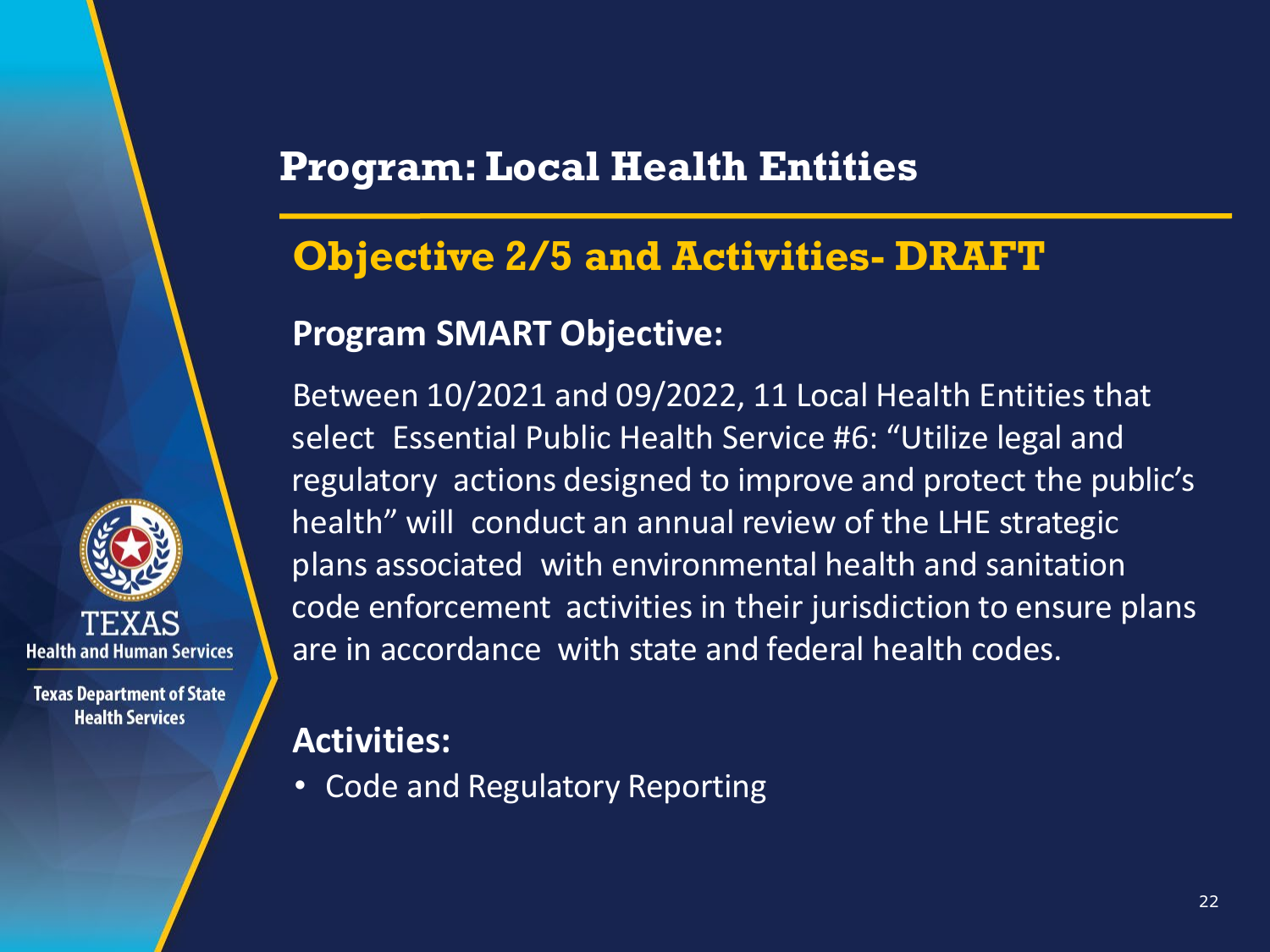# Program: Local Health Entities

## Objective 2/5 and Activities- DRAFT

### Program SMART Objective:

Between 10/2021 and 09/2022, 11 Local Health Entities that select Essential Public Health Service #6: "Utilize legal and regulatory actions designed to improve and protect the public's health" will conduct an annual review of the LHE strategic plans associated with environmental health and sanitation code enforcement activities in their jurisdiction to ensure plans are in accordance with state and federal health codes.

### Activities:

- Code and Regulatory Reporting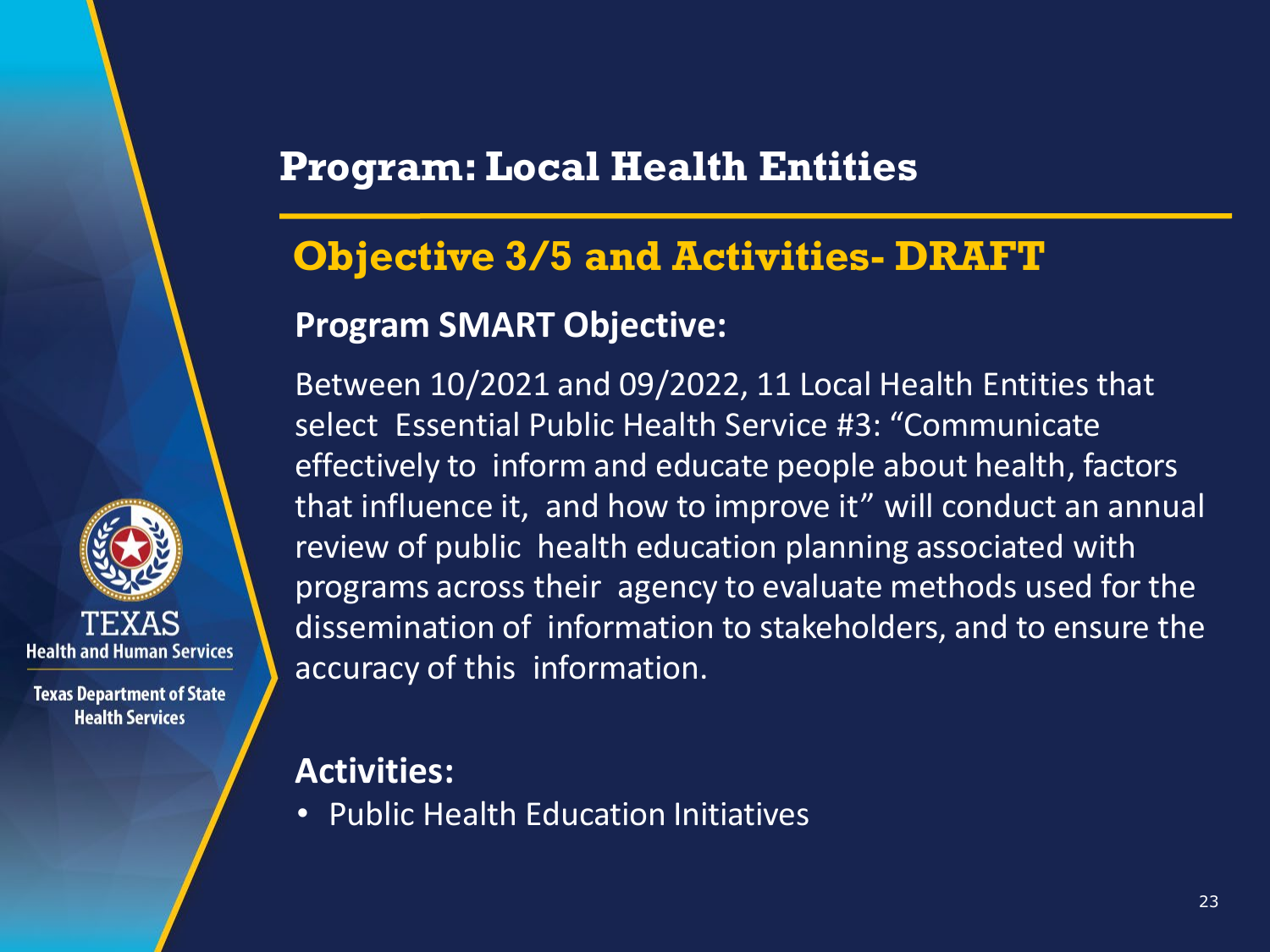# Program: Local Health Entities

## Objective 3/5 and Activities- DRAFT

### Program SMART Objective:

Between 10/2021 and 09/2022, 11 Local Health Entities that select Essential Public Health Service #3: "Communicate effectively to inform and educate people about health, factors that influence it, and how to improve it" will conduct an annual review of public health education planning associated with programs across their agency to evaluate methods used for the dissemination of information to stakeholders, and to ensure the accuracy of this information.

### Activities:

- Public Health Education Initiatives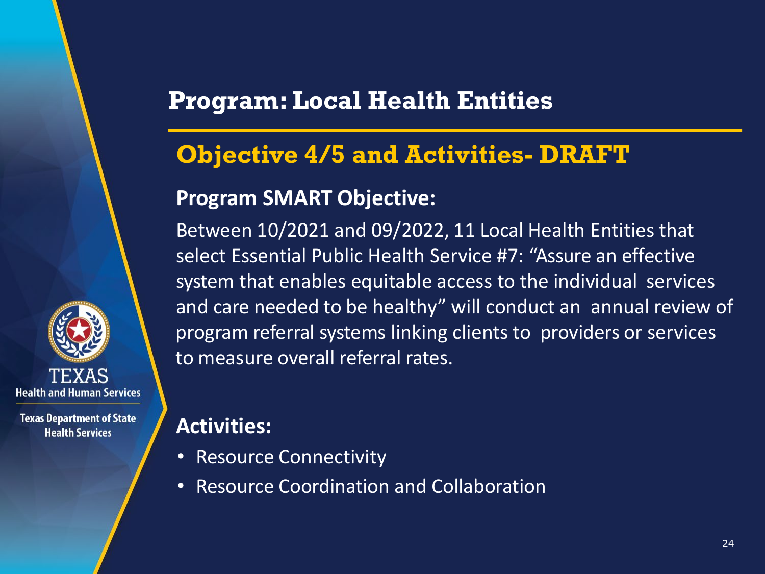# Program: Local Health Entities

## Objective 4/5 and Activities- DRAFT

### Program SMART Objective:

Between 10/2021 and 09/2022, 11 Local Health Entities that select Essential Public Health Service #7: "Assure an effective system that enables equitable access to the individual services and care needed to be healthy" will conduct an annual review of program referral systems linking clients to providers or services to measure overall referral rates.

### Activities:

- Resource Connectivity
- Resource Coordination and Collaboration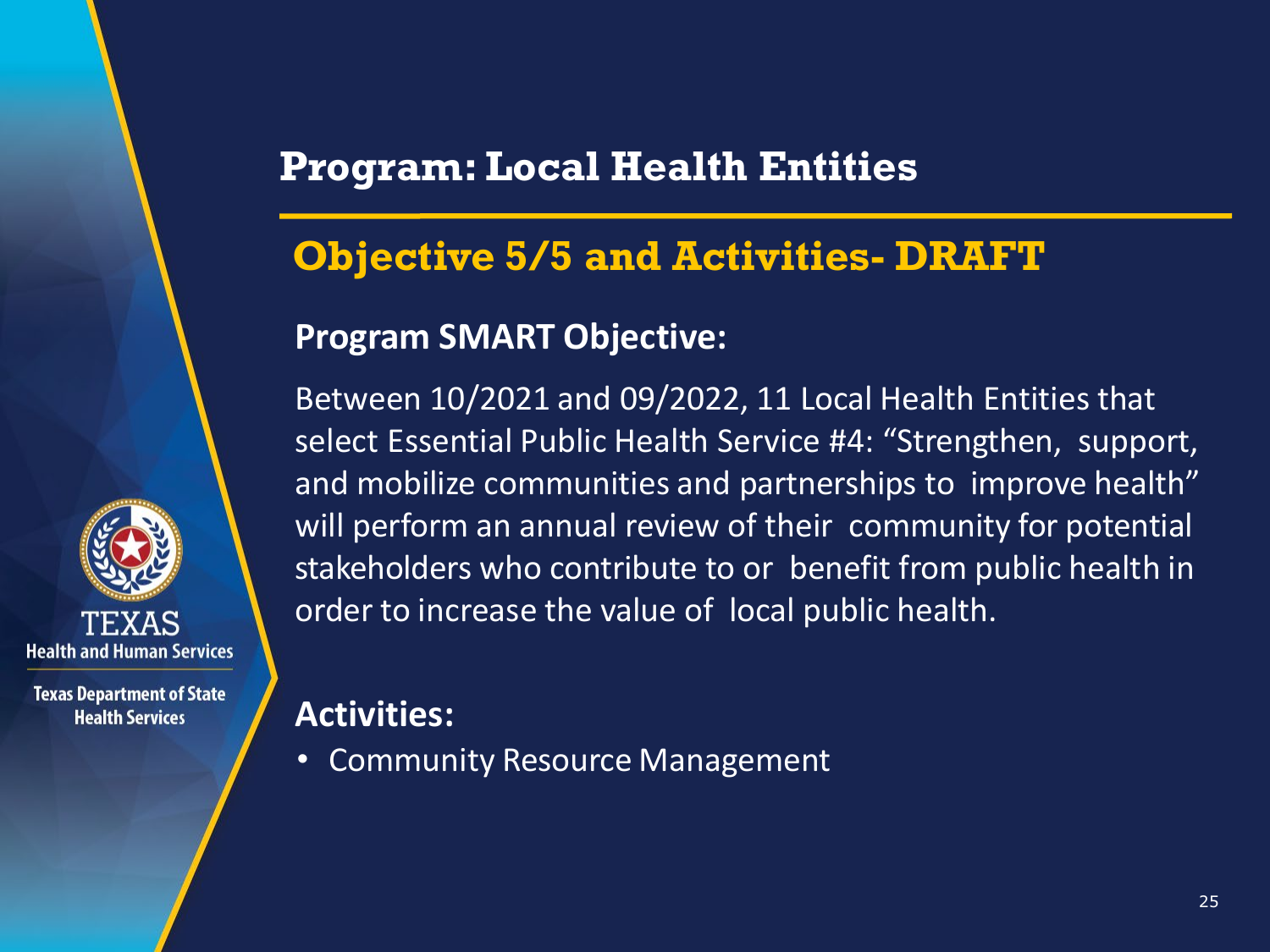# Program: Local Health Entities

## Objective 5/5 and Activities- DRAFT

### Program SMART Objective:

Between 10/2021 and 09/2022, 11 Local Health Entities that select Essential Public Health Service #4: "Strengthen, support, and mobilize communities and partnerships to improve health" will perform an annual review of their community for potential stakeholders who contribute to or benefit from public health in order to increase the value of local public health.

### Activities:

- Community Resource Management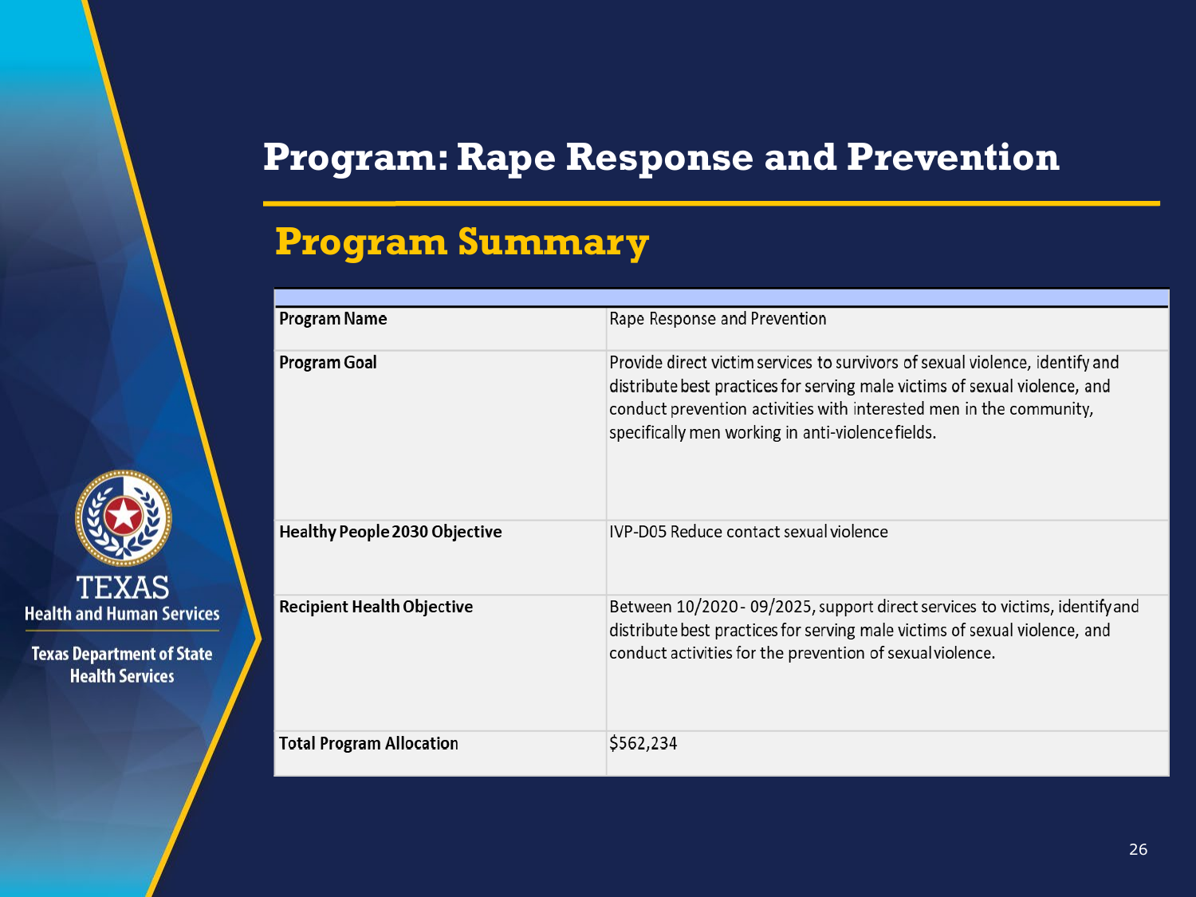# Program: Rape Response and Prevention

## Program Summary

| | |
|---|---|
| **Program Name** | Rape Response and Prevention |
| **Program Goal** | Provide direct victim services to survivors of sexual violence, identify and distribute best practices for serving male victims of sexual violence, and conduct prevention activities with interested men in the community, specifically men working in anti-violence fields. |
| **Healthy People 2030 Objective** | IVP-D05 Reduce contact sexual violence |
| **Recipient Health Objective** | Between 10/2020 - 09/2025, support direct services to victims, identify and distribute best practices for serving male victims of sexual violence, and conduct activities for the prevention of sexual violence. |
| **Total Program Allocation** | $562,234 |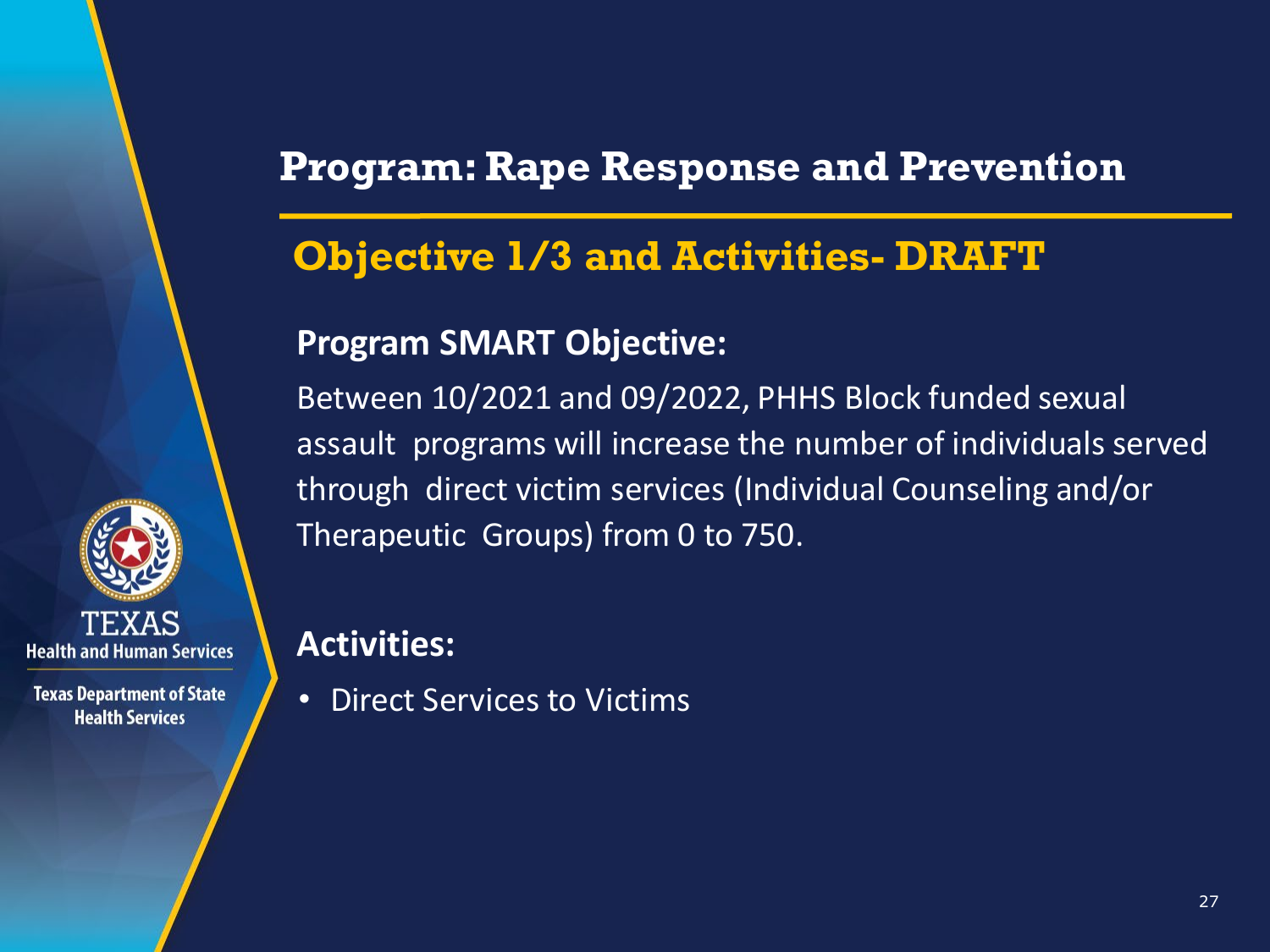# Program: Rape Response and Prevention

## Objective 1/3 and Activities- DRAFT

### Program SMART Objective:

Between 10/2021 and 09/2022, PHHS Block funded sexual assault programs will increase the number of individuals served through direct victim services (Individual Counseling and/or Therapeutic Groups) from 0 to 750.

### Activities:

- Direct Services to Victims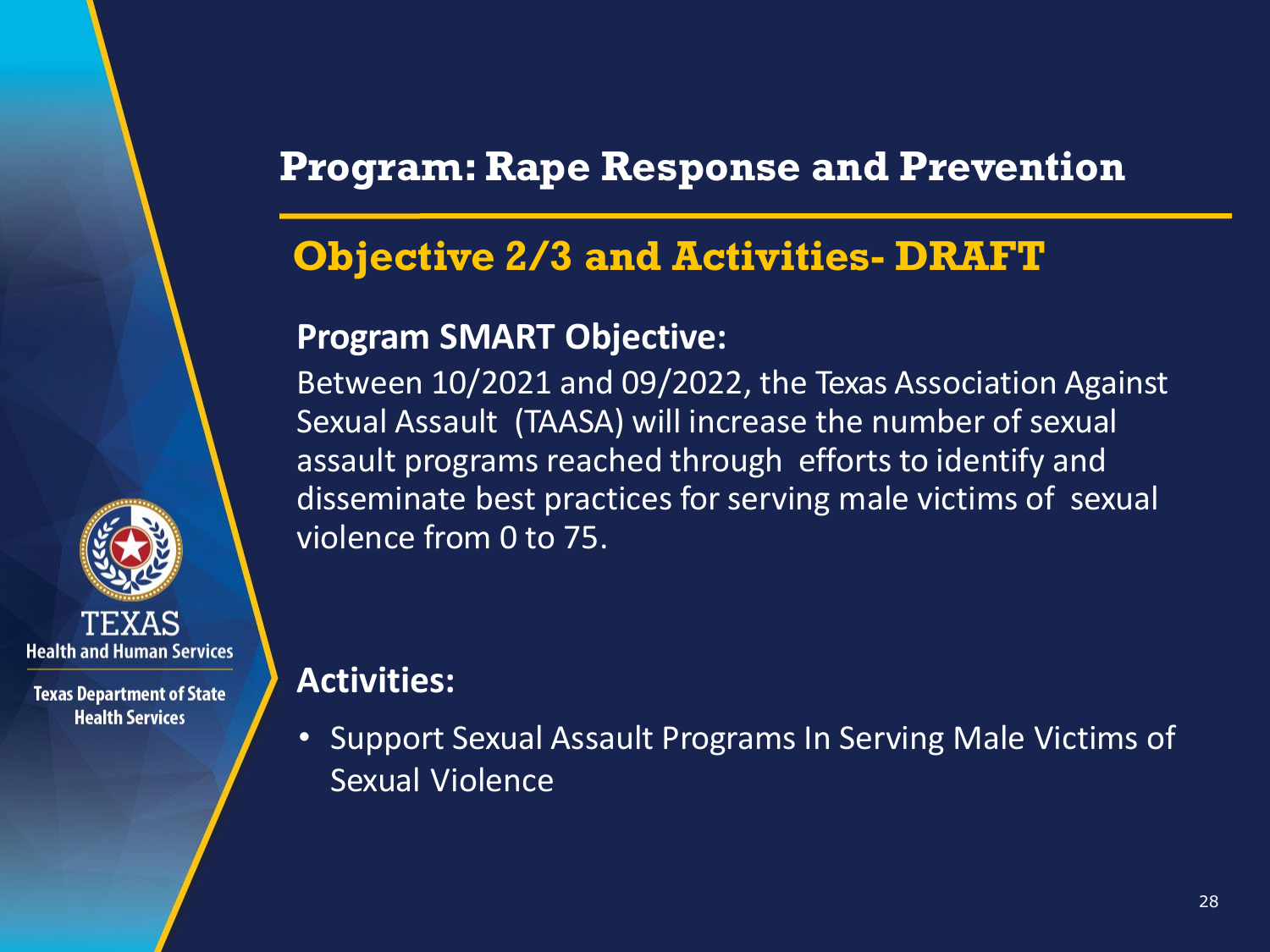# Program: Rape Response and Prevention

## Objective 2/3 and Activities- DRAFT

**Program SMART Objective:**

Between 10/2021 and 09/2022, the Texas Association Against Sexual Assault (TAASA) will increase the number of sexual assault programs reached through efforts to identify and disseminate best practices for serving male victims of sexual violence from 0 to 75.

**Activities:**

- Support Sexual Assault Programs In Serving Male Victims of Sexual Violence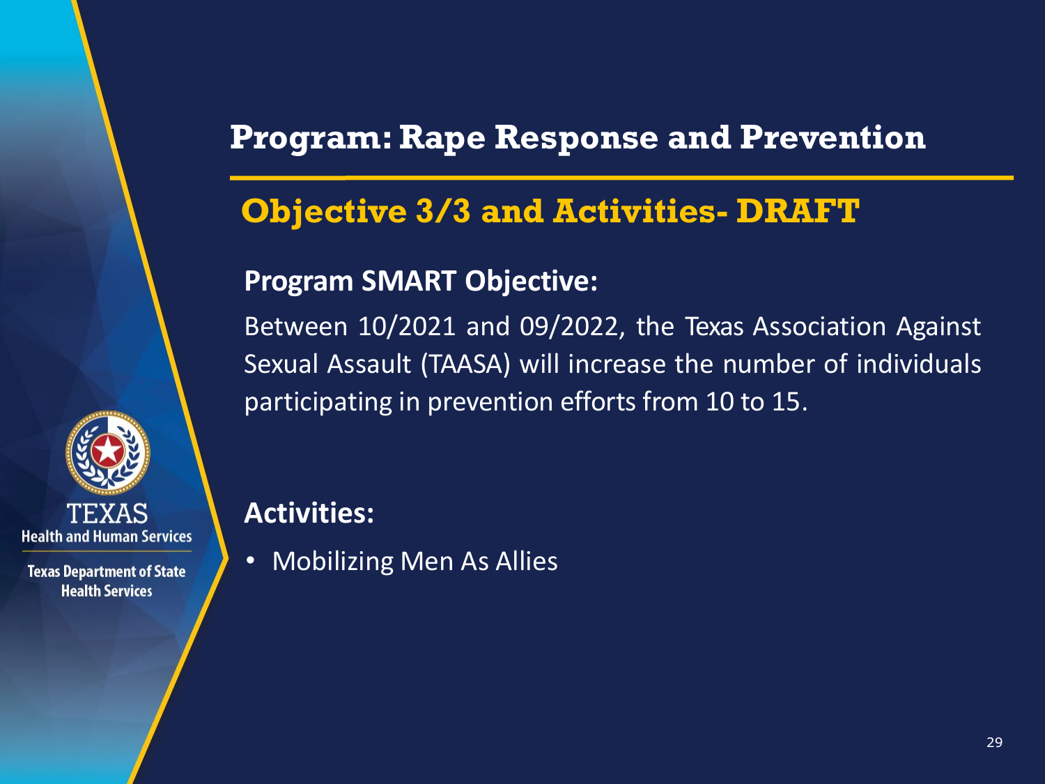# Program: Rape Response and Prevention

## Objective 3/3 and Activities- DRAFT

**Program SMART Objective:**

Between 10/2021 and 09/2022, the Texas Association Against Sexual Assault (TAASA) will increase the number of individuals participating in prevention efforts from 10 to 15.

**Activities:**

- Mobilizing Men As Allies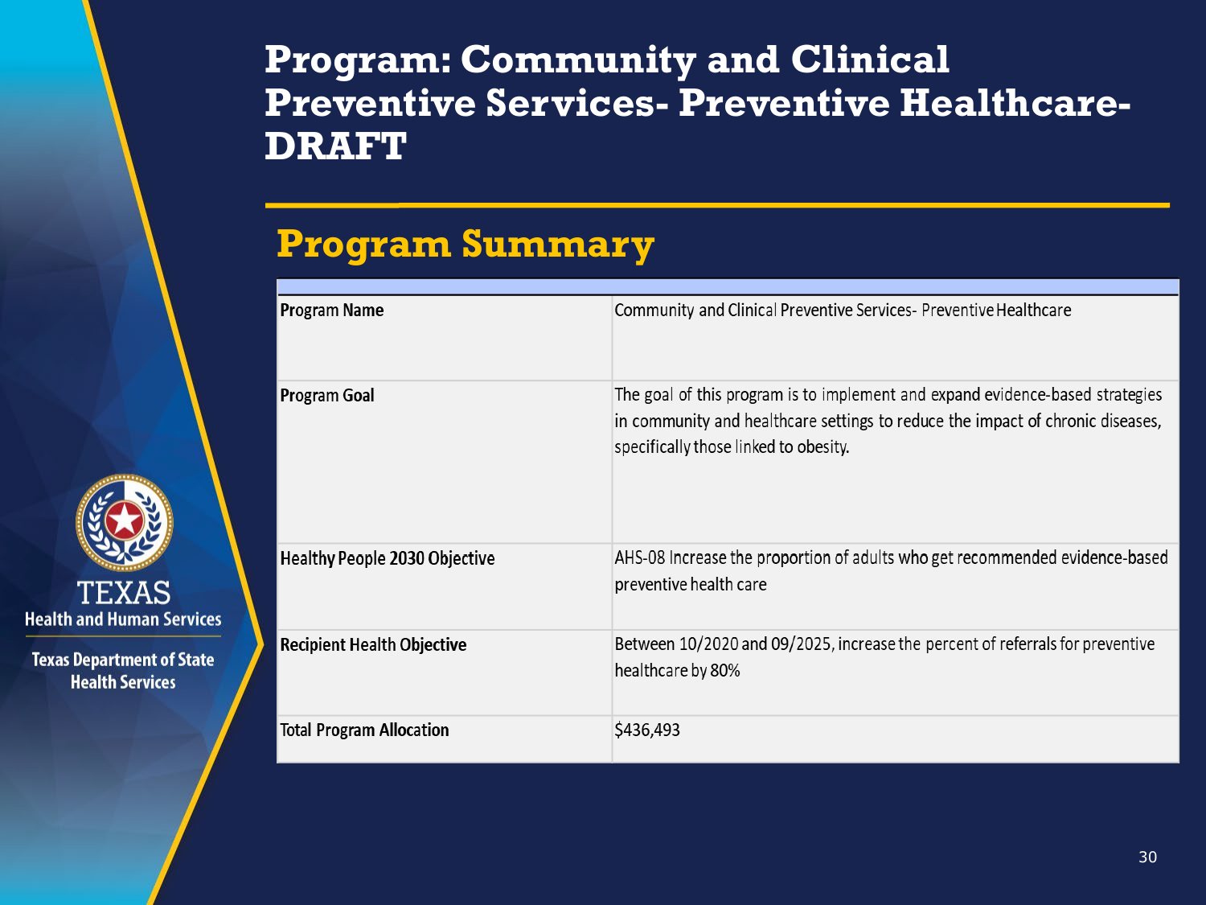# Program: Community and Clinical Preventive Services- Preventive Healthcare-DRAFT

## Program Summary

| | |
|---|---|
| **Program Name** | Community and Clinical Preventive Services- Preventive Healthcare |
| **Program Goal** | The goal of this program is to implement and expand evidence-based strategies in community and healthcare settings to reduce the impact of chronic diseases, specifically those linked to obesity. |
| **Healthy People 2030 Objective** | AHS-08 Increase the proportion of adults who get recommended evidence-based preventive health care |
| **Recipient Health Objective** | Between 10/2020 and 09/2025, increase the percent of referrals for preventive healthcare by 80% |
| **Total Program Allocation** | $436,493 |

TEXAS Health and Human Services

Texas Department of State Health Services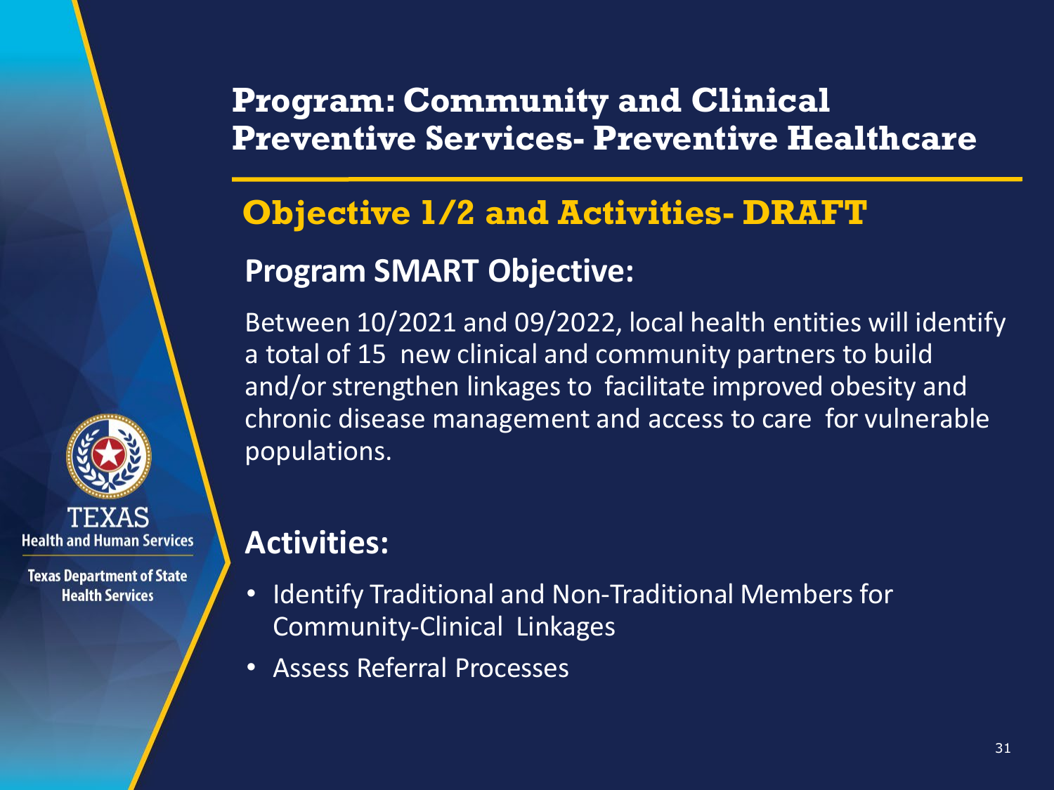# Program: Community and Clinical Preventive Services- Preventive Healthcare

## Objective 1/2 and Activities- DRAFT

### Program SMART Objective:

Between 10/2021 and 09/2022, local health entities will identify a total of 15 new clinical and community partners to build and/or strengthen linkages to facilitate improved obesity and chronic disease management and access to care for vulnerable populations.

### Activities:

- Identify Traditional and Non-Traditional Members for Community-Clinical Linkages
- Assess Referral Processes

TEXAS
Health and Human Services

Texas Department of State Health Services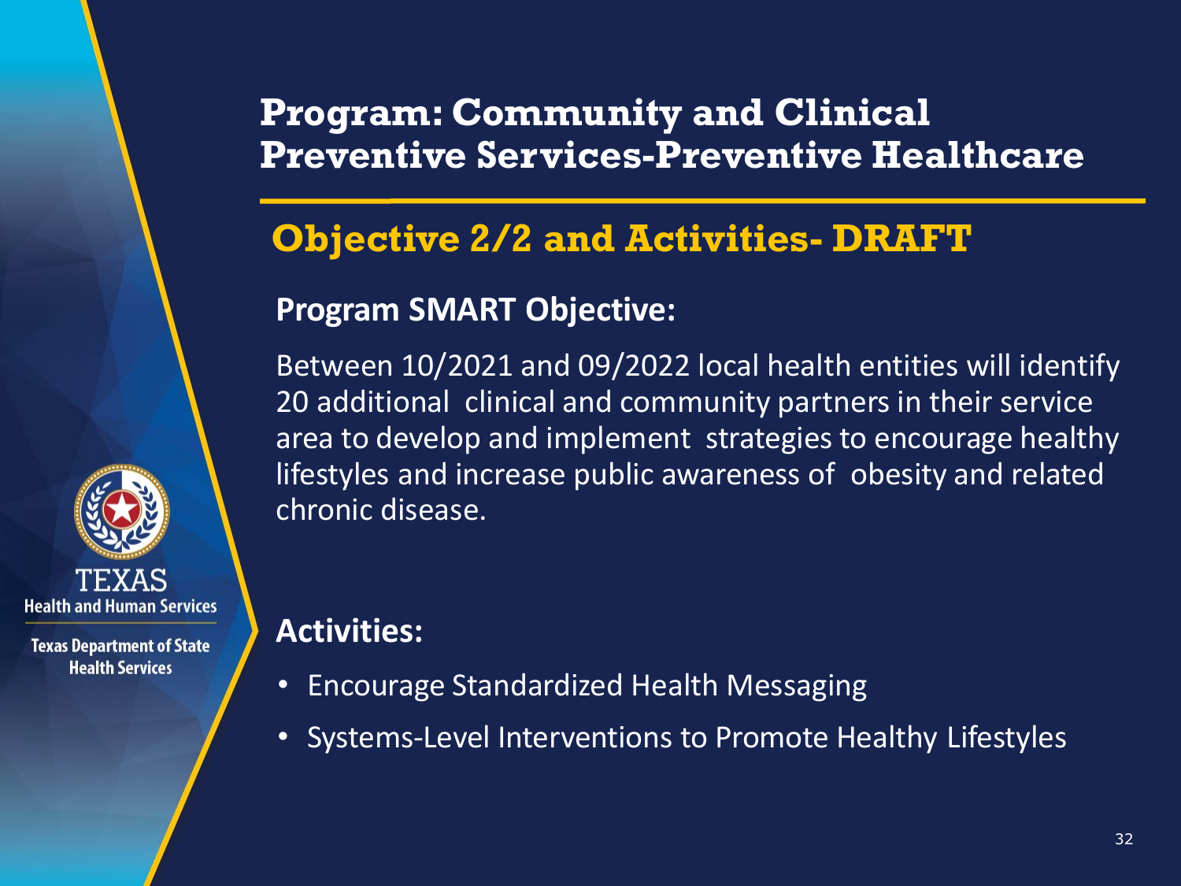# Program: Community and Clinical Preventive Services-Preventive Healthcare

## Objective 2/2 and Activities- DRAFT

### Program SMART Objective:

Between 10/2021 and 09/2022 local health entities will identify 20 additional clinical and community partners in their service area to develop and implement strategies to encourage healthy lifestyles and increase public awareness of obesity and related chronic disease.

### Activities:

- Encourage Standardized Health Messaging
- Systems-Level Interventions to Promote Healthy Lifestyles

TEXAS
Health and Human Services

Texas Department of State Health Services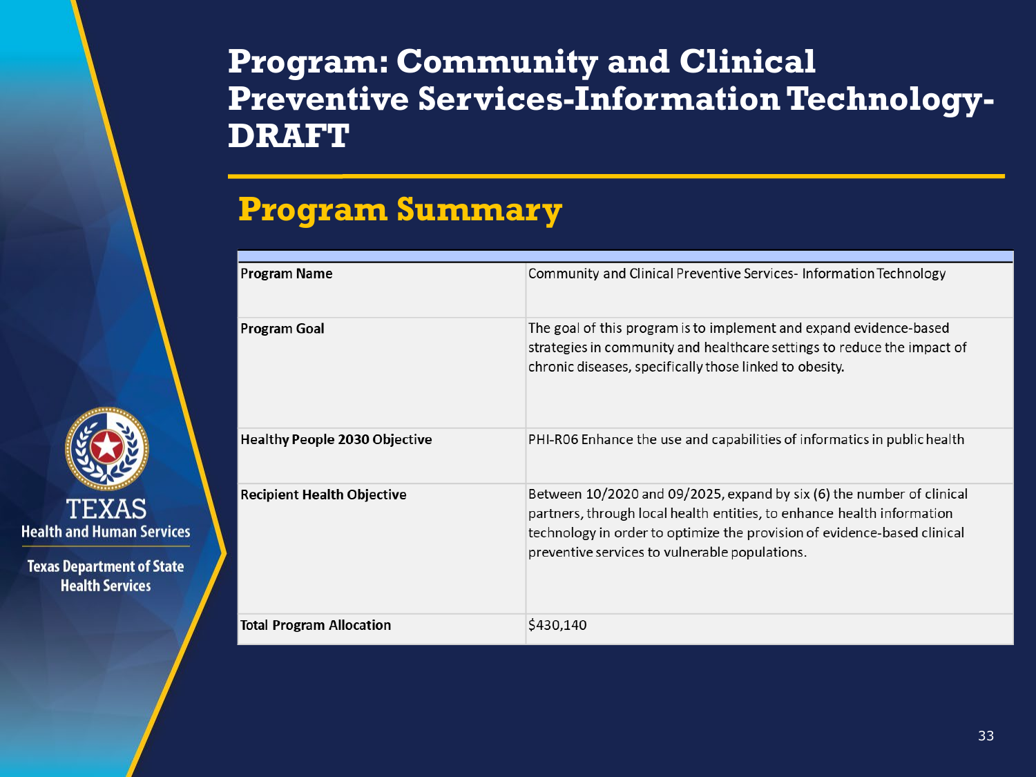# Program: Community and Clinical Preventive Services-Information Technology-DRAFT

## Program Summary

| | |
|---|---|
| **Program Name** | Community and Clinical Preventive Services- Information Technology |
| **Program Goal** | The goal of this program is to implement and expand evidence-based strategies in community and healthcare settings to reduce the impact of chronic diseases, specifically those linked to obesity. |
| **Healthy People 2030 Objective** | PHI-R06 Enhance the use and capabilities of informatics in public health |
| **Recipient Health Objective** | Between 10/2020 and 09/2025, expand by six (6) the number of clinical partners, through local health entities, to enhance health information technology in order to optimize the provision of evidence-based clinical preventive services to vulnerable populations. |
| **Total Program Allocation** | $430,140 |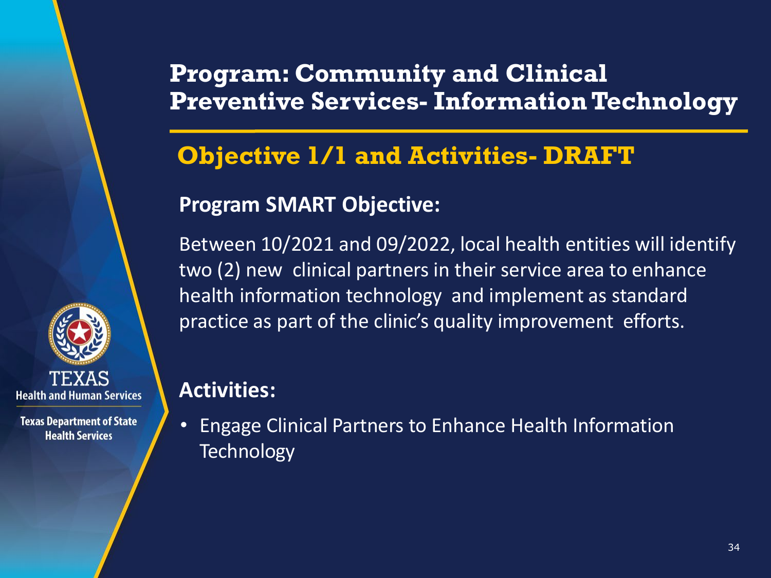# Program: Community and Clinical Preventive Services- Information Technology

## Objective 1/1 and Activities- DRAFT

### Program SMART Objective:

Between 10/2021 and 09/2022, local health entities will identify two (2) new clinical partners in their service area to enhance health information technology and implement as standard practice as part of the clinic's quality improvement efforts.

### Activities:

- Engage Clinical Partners to Enhance Health Information Technology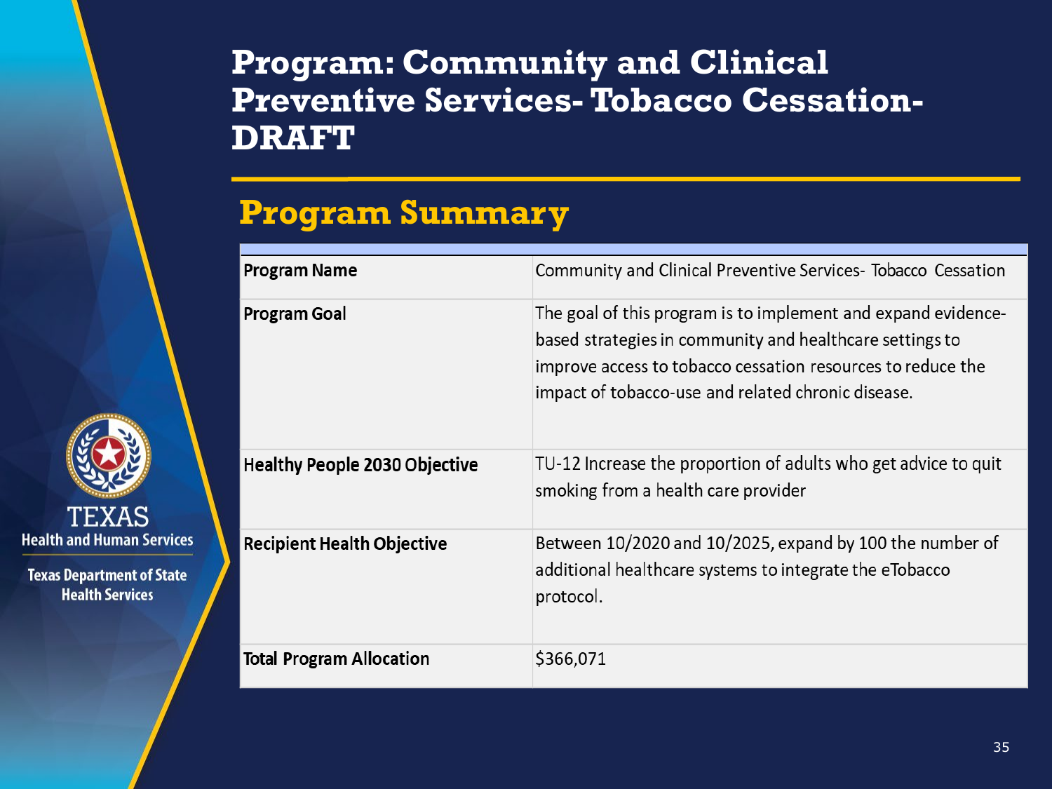# Program: Community and Clinical Preventive Services- Tobacco Cessation-DRAFT

## Program Summary

| | |
|---|---|
| **Program Name** | Community and Clinical Preventive Services- Tobacco Cessation |
| **Program Goal** | The goal of this program is to implement and expand evidence-based strategies in community and healthcare settings to improve access to tobacco cessation resources to reduce the impact of tobacco-use and related chronic disease. |
| **Healthy People 2030 Objective** | TU-12 Increase the proportion of adults who get advice to quit smoking from a health care provider |
| **Recipient Health Objective** | Between 10/2020 and 10/2025, expand by 100 the number of additional healthcare systems to integrate the eTobacco protocol. |
| **Total Program Allocation** | $366,071 |

TEXAS Health and Human Services

Texas Department of State Health Services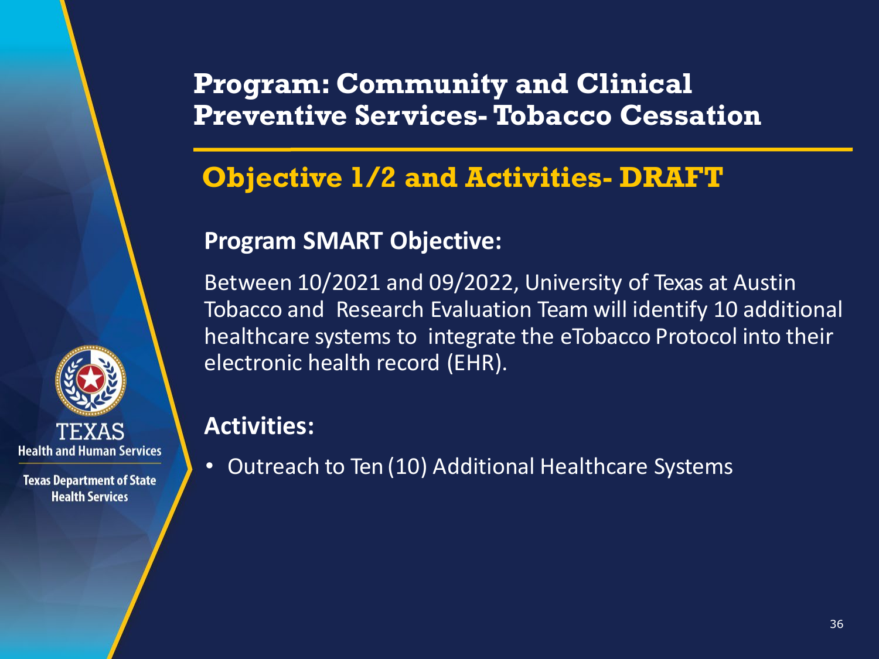# Program: Community and Clinical Preventive Services- Tobacco Cessation

## Objective 1/2 and Activities- DRAFT

### Program SMART Objective:

Between 10/2021 and 09/2022, University of Texas at Austin Tobacco and Research Evaluation Team will identify 10 additional healthcare systems to integrate the eTobacco Protocol into their electronic health record (EHR).

### Activities:

- Outreach to Ten (10) Additional Healthcare Systems

TEXAS Health and Human Services

Texas Department of State Health Services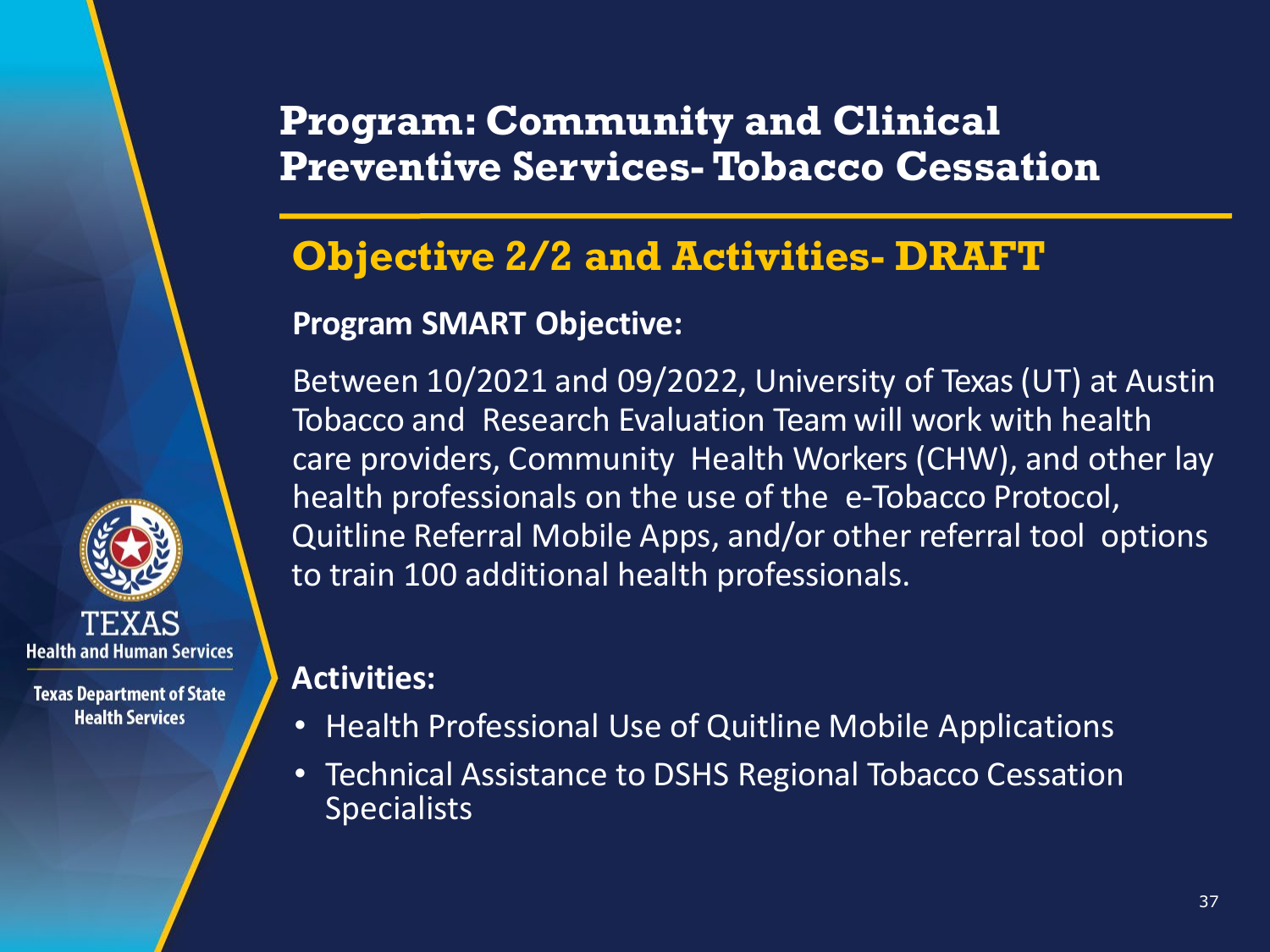# Program: Community and Clinical Preventive Services- Tobacco Cessation

## Objective 2/2 and Activities- DRAFT

**Program SMART Objective:**

Between 10/2021 and 09/2022, University of Texas (UT) at Austin Tobacco and Research Evaluation Team will work with health care providers, Community Health Workers (CHW), and other lay health professionals on the use of the e-Tobacco Protocol, Quitline Referral Mobile Apps, and/or other referral tool options to train 100 additional health professionals.

**Activities:**

- Health Professional Use of Quitline Mobile Applications
- Technical Assistance to DSHS Regional Tobacco Cessation Specialists

TEXAS
Health and Human Services

Texas Department of State Health Services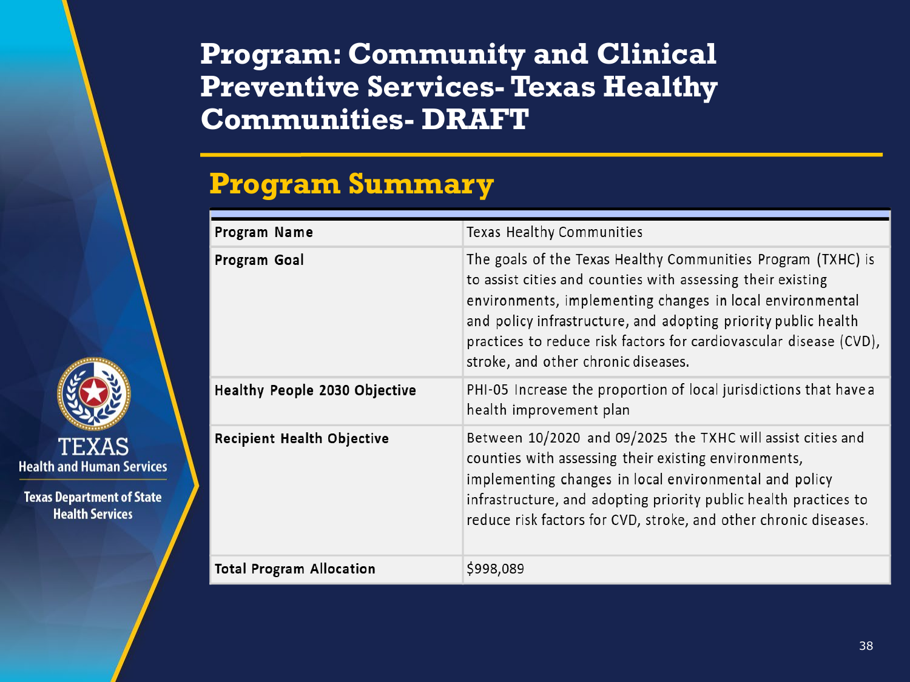# Program: Community and Clinical Preventive Services- Texas Healthy Communities- DRAFT

## Program Summary

| | |
|---|---|
| **Program Name** | Texas Healthy Communities |
| **Program Goal** | The goals of the Texas Healthy Communities Program (TXHC) is to assist cities and counties with assessing their existing environments, implementing changes in local environmental and policy infrastructure, and adopting priority public health practices to reduce risk factors for cardiovascular disease (CVD), stroke, and other chronic diseases. |
| **Healthy People 2030 Objective** | PHI-05 Increase the proportion of local jurisdictions that have a health improvement plan |
| **Recipient Health Objective** | Between 10/2020 and 09/2025 the TXHC will assist cities and counties with assessing their existing environments, implementing changes in local environmental and policy infrastructure, and adopting priority public health practices to reduce risk factors for CVD, stroke, and other chronic diseases. |
| **Total Program Allocation** | $998,089 |

TEXAS Health and Human Services

Texas Department of State Health Services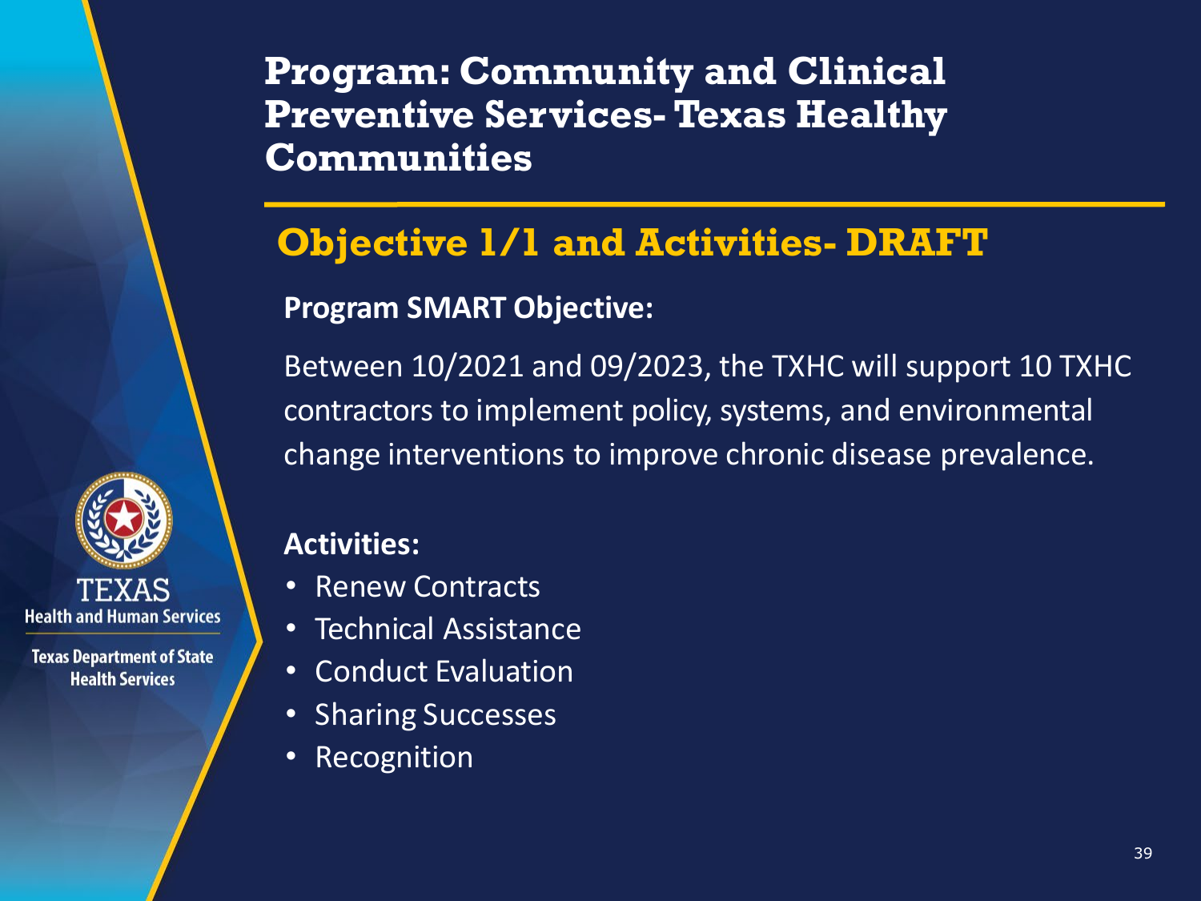# Program: Community and Clinical Preventive Services- Texas Healthy Communities

## Objective 1/1 and Activities- DRAFT

**Program SMART Objective:**

Between 10/2021 and 09/2023, the TXHC will support 10 TXHC contractors to implement policy, systems, and environmental change interventions to improve chronic disease prevalence.

**Activities:**

- Renew Contracts
- Technical Assistance
- Conduct Evaluation
- Sharing Successes
- Recognition

TEXAS Health and Human Services

Texas Department of State Health Services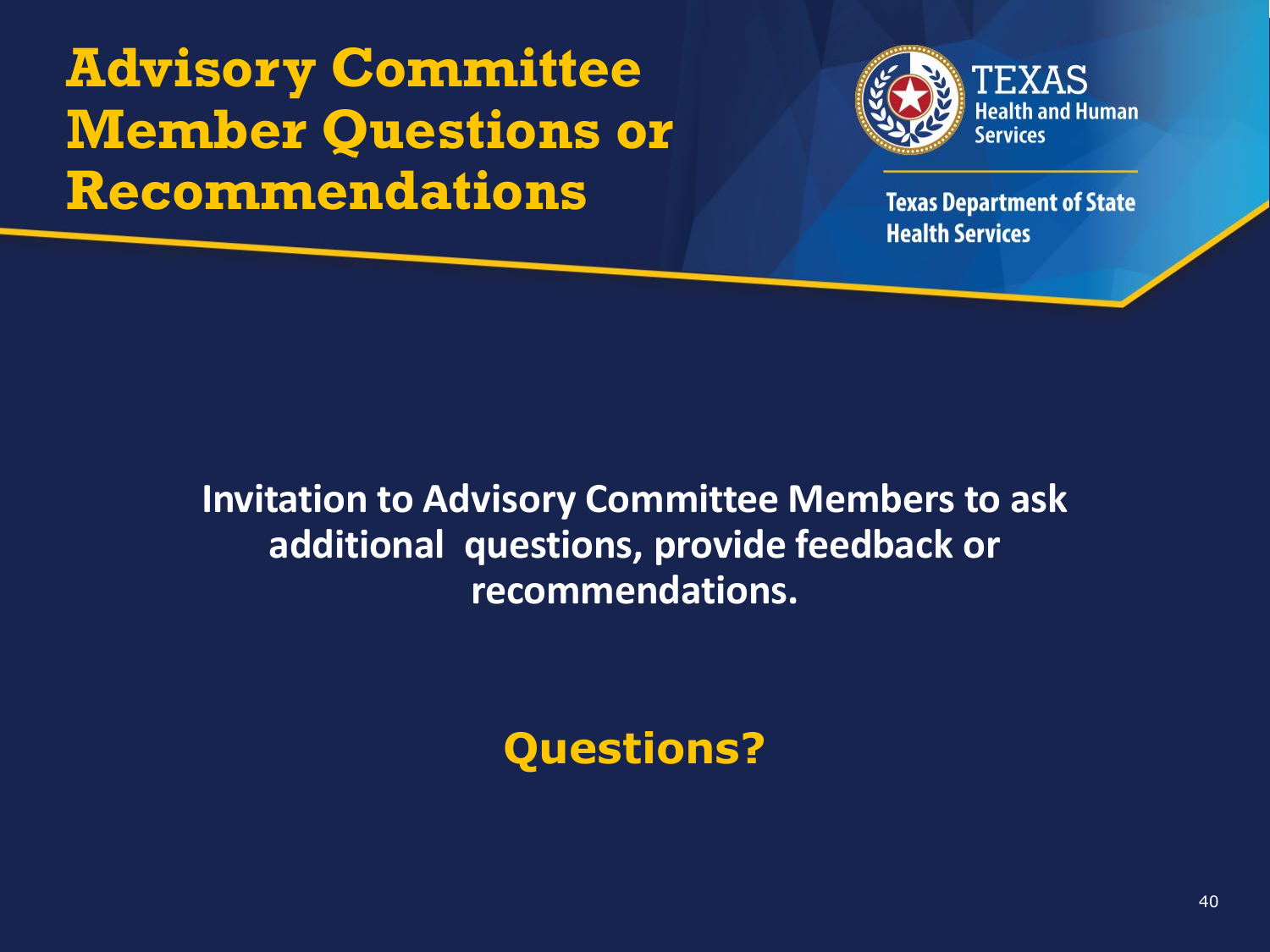# Advisory Committee Member Questions or Recommendations

TEXAS Health and Human Services

Texas Department of State Health Services

**Invitation to Advisory Committee Members to ask additional questions, provide feedback or recommendations.**

**Questions?**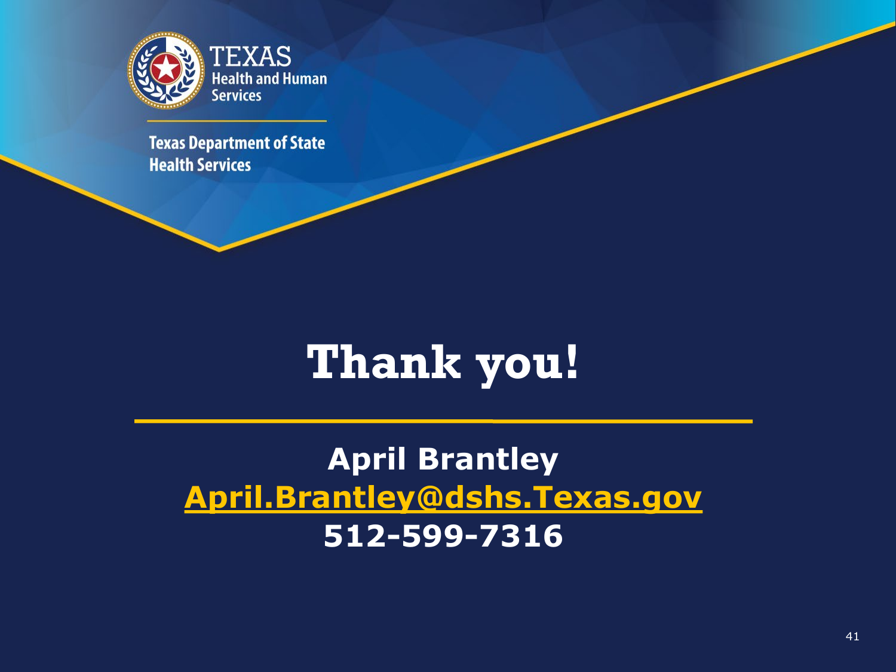TEXAS
Health and Human Services

Texas Department of State Health Services

# Thank you!

**April Brantley**
**April.Brantley@dshs.Texas.gov**
**512-599-7316**